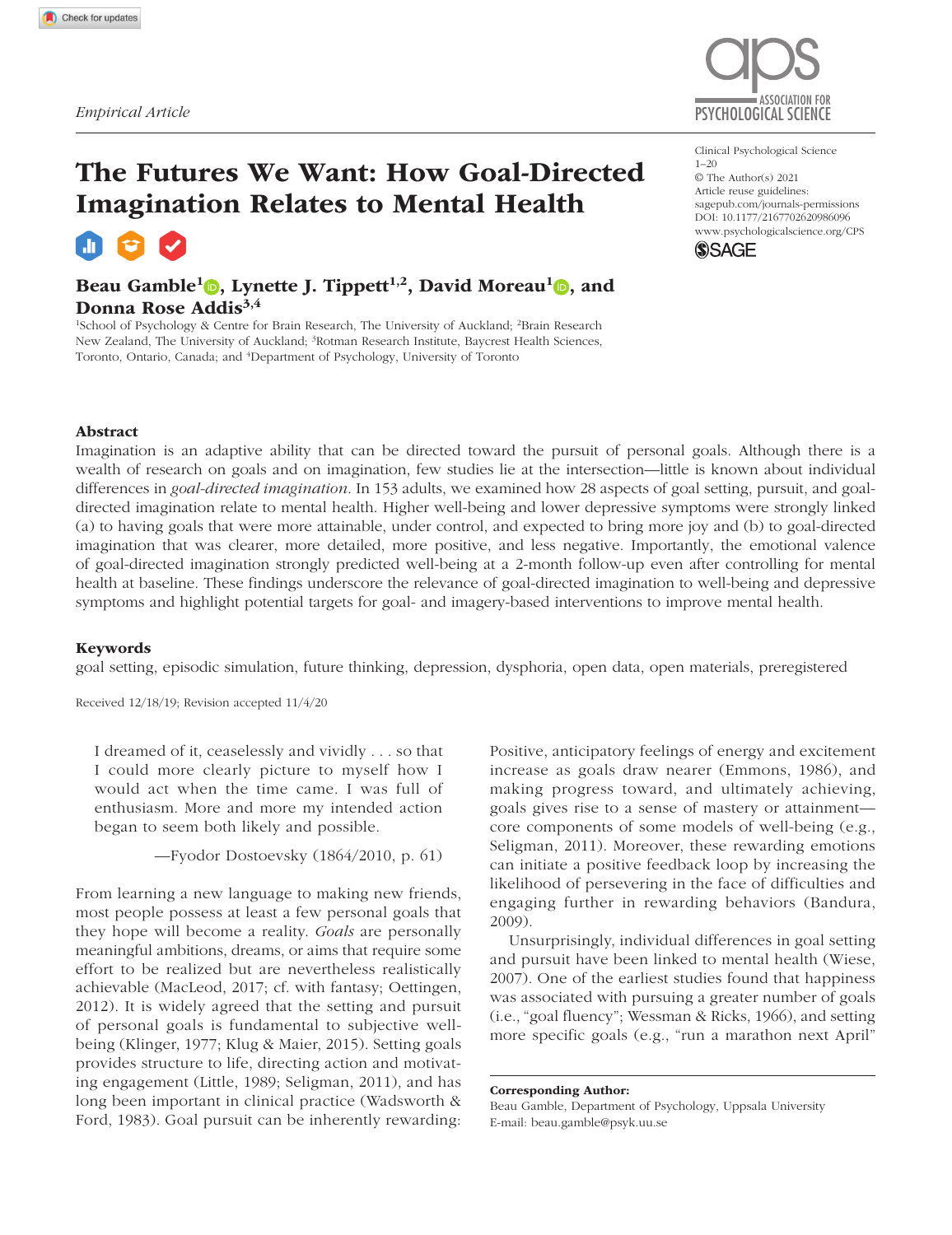*Empirical Article*

# The Futures We Want: How Goal-Directed Imagination Relates to Mental Health

Clinical Psychological Science
1–20
© The Author(s) 2021
Article reuse guidelines:
sagepub.com/journals-permissions
DOI: 10.1177/2167702620986096
www.psychologicalscience.org/CPS

**Beau Gamble[1], Lynette J. Tippett[1,2], David Moreau[1], and Donna Rose Addis[3,4]**

[1]School of Psychology & Centre for Brain Research, The University of Auckland; [2]Brain Research New Zealand, The University of Auckland; [3]Rotman Research Institute, Baycrest Health Sciences, Toronto, Ontario, Canada; and [4]Department of Psychology, University of Toronto

### Abstract

Imagination is an adaptive ability that can be directed toward the pursuit of personal goals. Although there is a wealth of research on goals and on imagination, few studies lie at the intersection—little is known about individual differences in *goal-directed imagination*. In 153 adults, we examined how 28 aspects of goal setting, pursuit, and goal-directed imagination relate to mental health. Higher well-being and lower depressive symptoms were strongly linked (a) to having goals that were more attainable, under control, and expected to bring more joy and (b) to goal-directed imagination that was clearer, more detailed, more positive, and less negative. Importantly, the emotional valence of goal-directed imagination strongly predicted well-being at a 2-month follow-up even after controlling for mental health at baseline. These findings underscore the relevance of goal-directed imagination to well-being and depressive symptoms and highlight potential targets for goal- and imagery-based interventions to improve mental health.

### Keywords

goal setting, episodic simulation, future thinking, depression, dysphoria, open data, open materials, preregistered

Received 12/18/19; Revision accepted 11/4/20

> I dreamed of it, ceaselessly and vividly . . . so that I could more clearly picture to myself how I would act when the time came. I was full of enthusiasm. More and more my intended action began to seem both likely and possible.
>
> —Fyodor Dostoevsky (1864/2010, p. 61)

From learning a new language to making new friends, most people possess at least a few personal goals that they hope will become a reality. *Goals* are personally meaningful ambitions, dreams, or aims that require some effort to be realized but are nevertheless realistically achievable (MacLeod, 2017; cf. with fantasy; Oettingen, 2012). It is widely agreed that the setting and pursuit of personal goals is fundamental to subjective well-being (Klinger, 1977; Klug & Maier, 2015). Setting goals provides structure to life, directing action and motivating engagement (Little, 1989; Seligman, 2011), and has long been important in clinical practice (Wadsworth & Ford, 1983). Goal pursuit can be inherently rewarding: Positive, anticipatory feelings of energy and excitement increase as goals draw nearer (Emmons, 1986), and making progress toward, and ultimately achieving, goals gives rise to a sense of mastery or attainment—core components of some models of well-being (e.g., Seligman, 2011). Moreover, these rewarding emotions can initiate a positive feedback loop by increasing the likelihood of persevering in the face of difficulties and engaging further in rewarding behaviors (Bandura, 2009).

Unsurprisingly, individual differences in goal setting and pursuit have been linked to mental health (Wiese, 2007). One of the earliest studies found that happiness was associated with pursuing a greater number of goals (i.e., "goal fluency"; Wessman & Ricks, 1966), and setting more specific goals (e.g., "run a marathon next April"

**Corresponding Author:**
Beau Gamble, Department of Psychology, Uppsala University
E-mail: beau.gamble@psyk.uu.se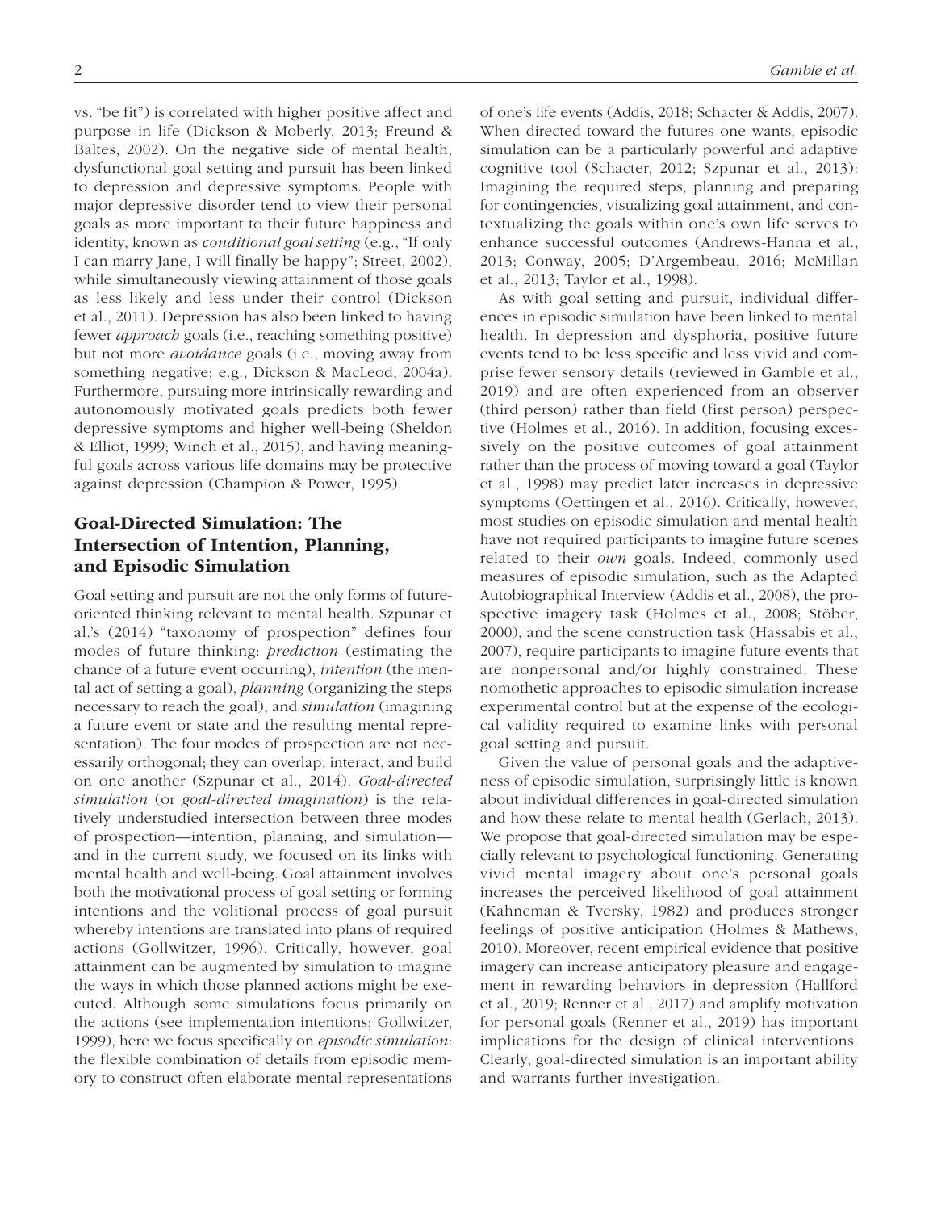vs. "be fit") is correlated with higher positive affect and purpose in life (Dickson & Moberly, 2013; Freund & Baltes, 2002). On the negative side of mental health, dysfunctional goal setting and pursuit has been linked to depression and depressive symptoms. People with major depressive disorder tend to view their personal goals as more important to their future happiness and identity, known as *conditional goal setting* (e.g., "If only I can marry Jane, I will finally be happy"; Street, 2002), while simultaneously viewing attainment of those goals as less likely and less under their control (Dickson et al., 2011). Depression has also been linked to having fewer *approach* goals (i.e., reaching something positive) but not more *avoidance* goals (i.e., moving away from something negative; e.g., Dickson & MacLeod, 2004a). Furthermore, pursuing more intrinsically rewarding and autonomously motivated goals predicts both fewer depressive symptoms and higher well-being (Sheldon & Elliot, 1999; Winch et al., 2015), and having meaningful goals across various life domains may be protective against depression (Champion & Power, 1995).

## Goal-Directed Simulation: The Intersection of Intention, Planning, and Episodic Simulation

Goal setting and pursuit are not the only forms of future-oriented thinking relevant to mental health. Szpunar et al.'s (2014) "taxonomy of prospection" defines four modes of future thinking: *prediction* (estimating the chance of a future event occurring), *intention* (the mental act of setting a goal), *planning* (organizing the steps necessary to reach the goal), and *simulation* (imagining a future event or state and the resulting mental representation). The four modes of prospection are not necessarily orthogonal; they can overlap, interact, and build on one another (Szpunar et al., 2014). *Goal-directed simulation* (or *goal-directed imagination*) is the relatively understudied intersection between three modes of prospection—intention, planning, and simulation—and in the current study, we focused on its links with mental health and well-being. Goal attainment involves both the motivational process of goal setting or forming intentions and the volitional process of goal pursuit whereby intentions are translated into plans of required actions (Gollwitzer, 1996). Critically, however, goal attainment can be augmented by simulation to imagine the ways in which those planned actions might be executed. Although some simulations focus primarily on the actions (see implementation intentions; Gollwitzer, 1999), here we focus specifically on *episodic simulation*: the flexible combination of details from episodic memory to construct often elaborate mental representations of one's life events (Addis, 2018; Schacter & Addis, 2007). When directed toward the futures one wants, episodic simulation can be a particularly powerful and adaptive cognitive tool (Schacter, 2012; Szpunar et al., 2013): Imagining the required steps, planning and preparing for contingencies, visualizing goal attainment, and contextualizing the goals within one's own life serves to enhance successful outcomes (Andrews-Hanna et al., 2013; Conway, 2005; D'Argembeau, 2016; McMillan et al., 2013; Taylor et al., 1998).

As with goal setting and pursuit, individual differences in episodic simulation have been linked to mental health. In depression and dysphoria, positive future events tend to be less specific and less vivid and comprise fewer sensory details (reviewed in Gamble et al., 2019) and are often experienced from an observer (third person) rather than field (first person) perspective (Holmes et al., 2016). In addition, focusing excessively on the positive outcomes of goal attainment rather than the process of moving toward a goal (Taylor et al., 1998) may predict later increases in depressive symptoms (Oettingen et al., 2016). Critically, however, most studies on episodic simulation and mental health have not required participants to imagine future scenes related to their *own* goals. Indeed, commonly used measures of episodic simulation, such as the Adapted Autobiographical Interview (Addis et al., 2008), the prospective imagery task (Holmes et al., 2008; Stöber, 2000), and the scene construction task (Hassabis et al., 2007), require participants to imagine future events that are nonpersonal and/or highly constrained. These nomothetic approaches to episodic simulation increase experimental control but at the expense of the ecological validity required to examine links with personal goal setting and pursuit.

Given the value of personal goals and the adaptiveness of episodic simulation, surprisingly little is known about individual differences in goal-directed simulation and how these relate to mental health (Gerlach, 2013). We propose that goal-directed simulation may be especially relevant to psychological functioning. Generating vivid mental imagery about one's personal goals increases the perceived likelihood of goal attainment (Kahneman & Tversky, 1982) and produces stronger feelings of positive anticipation (Holmes & Mathews, 2010). Moreover, recent empirical evidence that positive imagery can increase anticipatory pleasure and engagement in rewarding behaviors in depression (Hallford et al., 2019; Renner et al., 2017) and amplify motivation for personal goals (Renner et al., 2019) has important implications for the design of clinical interventions. Clearly, goal-directed simulation is an important ability and warrants further investigation.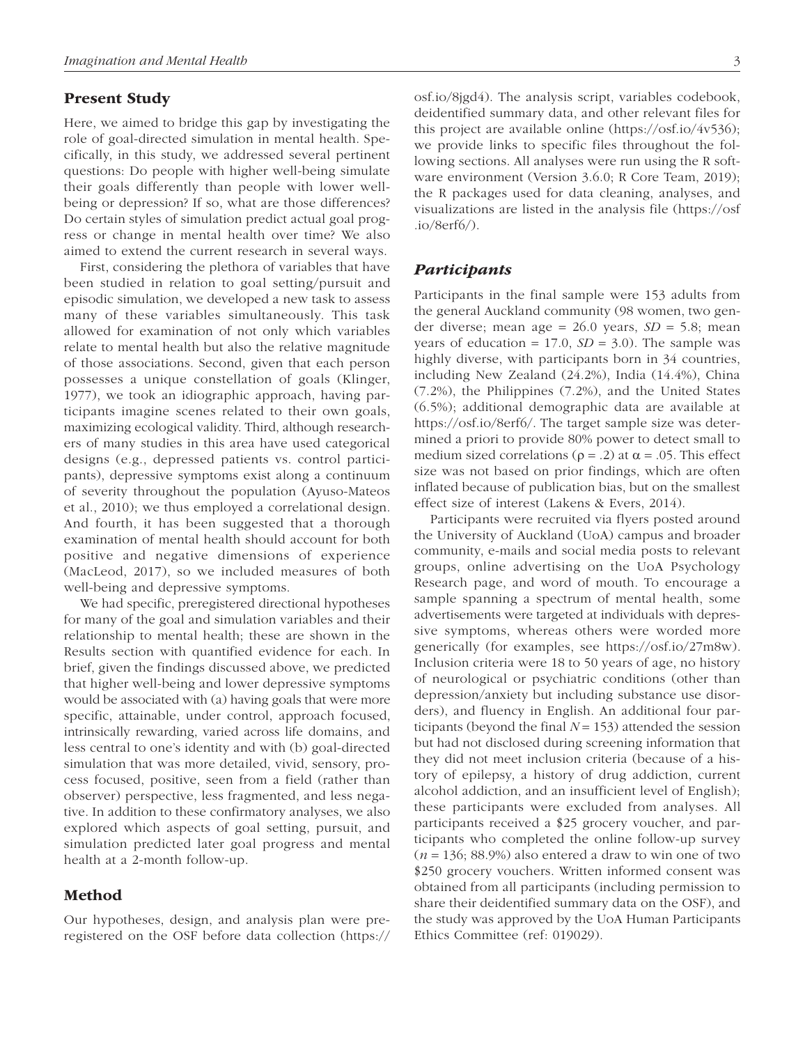## Present Study

Here, we aimed to bridge this gap by investigating the role of goal-directed simulation in mental health. Specifically, in this study, we addressed several pertinent questions: Do people with higher well-being simulate their goals differently than people with lower well-being or depression? If so, what are those differences? Do certain styles of simulation predict actual goal progress or change in mental health over time? We also aimed to extend the current research in several ways.

First, considering the plethora of variables that have been studied in relation to goal setting/pursuit and episodic simulation, we developed a new task to assess many of these variables simultaneously. This task allowed for examination of not only which variables relate to mental health but also the relative magnitude of those associations. Second, given that each person possesses a unique constellation of goals (Klinger, 1977), we took an idiographic approach, having participants imagine scenes related to their own goals, maximizing ecological validity. Third, although researchers of many studies in this area have used categorical designs (e.g., depressed patients vs. control participants), depressive symptoms exist along a continuum of severity throughout the population (Ayuso-Mateos et al., 2010); we thus employed a correlational design. And fourth, it has been suggested that a thorough examination of mental health should account for both positive and negative dimensions of experience (MacLeod, 2017), so we included measures of both well-being and depressive symptoms.

We had specific, preregistered directional hypotheses for many of the goal and simulation variables and their relationship to mental health; these are shown in the Results section with quantified evidence for each. In brief, given the findings discussed above, we predicted that higher well-being and lower depressive symptoms would be associated with (a) having goals that were more specific, attainable, under control, approach focused, intrinsically rewarding, varied across life domains, and less central to one's identity and with (b) goal-directed simulation that was more detailed, vivid, sensory, process focused, positive, seen from a field (rather than observer) perspective, less fragmented, and less negative. In addition to these confirmatory analyses, we also explored which aspects of goal setting, pursuit, and simulation predicted later goal progress and mental health at a 2-month follow-up.

## Method

Our hypotheses, design, and analysis plan were preregistered on the OSF before data collection (https://osf.io/8jgd4). The analysis script, variables codebook, deidentified summary data, and other relevant files for this project are available online (https://osf.io/4v536); we provide links to specific files throughout the following sections. All analyses were run using the R software environment (Version 3.6.0; R Core Team, 2019); the R packages used for data cleaning, analyses, and visualizations are listed in the analysis file (https://osf.io/8erf6/).

### *Participants*

Participants in the final sample were 153 adults from the general Auckland community (98 women, two gender diverse; mean age = 26.0 years, *SD* = 5.8; mean years of education = 17.0, *SD* = 3.0). The sample was highly diverse, with participants born in 34 countries, including New Zealand (24.2%), India (14.4%), China (7.2%), the Philippines (7.2%), and the United States (6.5%); additional demographic data are available at https://osf.io/8erf6/. The target sample size was determined a priori to provide 80% power to detect small to medium sized correlations ($\rho = .2$) at $\alpha = .05$. This effect size was not based on prior findings, which are often inflated because of publication bias, but on the smallest effect size of interest (Lakens & Evers, 2014).

Participants were recruited via flyers posted around the University of Auckland (UoA) campus and broader community, e-mails and social media posts to relevant groups, online advertising on the UoA Psychology Research page, and word of mouth. To encourage a sample spanning a spectrum of mental health, some advertisements were targeted at individuals with depressive symptoms, whereas others were worded more generically (for examples, see https://osf.io/27m8w). Inclusion criteria were 18 to 50 years of age, no history of neurological or psychiatric conditions (other than depression/anxiety but including substance use disorders), and fluency in English. An additional four participants (beyond the final $N = 153$) attended the session but had not disclosed during screening information that they did not meet inclusion criteria (because of a history of epilepsy, a history of drug addiction, current alcohol addiction, and an insufficient level of English); these participants were excluded from analyses. All participants received a \$25 grocery voucher, and participants who completed the online follow-up survey ($n = 136$; 88.9%) also entered a draw to win one of two \$250 grocery vouchers. Written informed consent was obtained from all participants (including permission to share their deidentified summary data on the OSF), and the study was approved by the UoA Human Participants Ethics Committee (ref: 019029).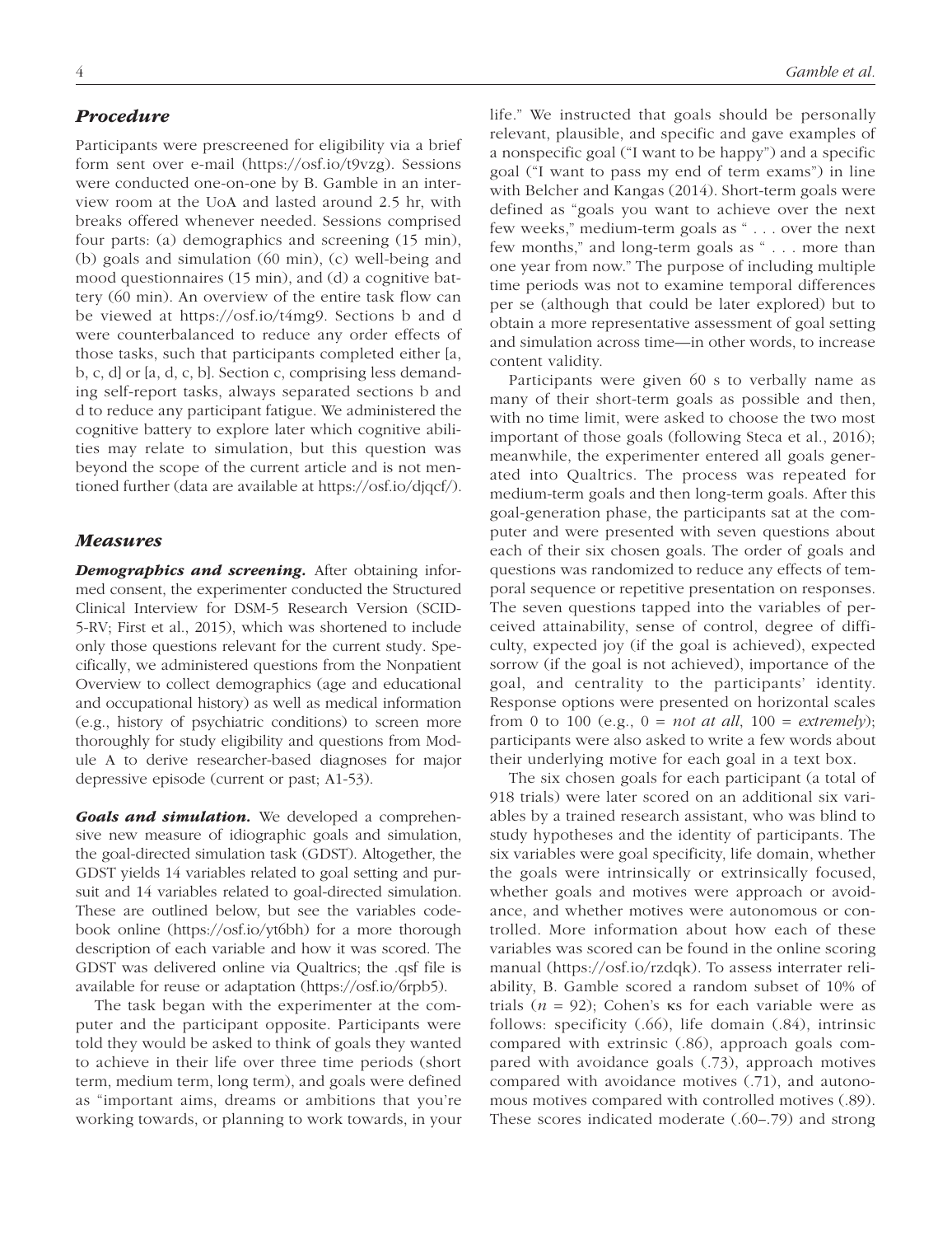## *Procedure*

Participants were prescreened for eligibility via a brief form sent over e-mail (https://osf.io/t9vzg). Sessions were conducted one-on-one by B. Gamble in an interview room at the UoA and lasted around 2.5 hr, with breaks offered whenever needed. Sessions comprised four parts: (a) demographics and screening (15 min), (b) goals and simulation (60 min), (c) well-being and mood questionnaires (15 min), and (d) a cognitive battery (60 min). An overview of the entire task flow can be viewed at https://osf.io/t4mg9. Sections b and d were counterbalanced to reduce any order effects of those tasks, such that participants completed either [a, b, c, d] or [a, d, c, b]. Section c, comprising less demanding self-report tasks, always separated sections b and d to reduce any participant fatigue. We administered the cognitive battery to explore later which cognitive abilities may relate to simulation, but this question was beyond the scope of the current article and is not mentioned further (data are available at https://osf.io/djqcf/).

## *Measures*

***Demographics and screening.*** After obtaining informed consent, the experimenter conducted the Structured Clinical Interview for DSM-5 Research Version (SCID-5-RV; First et al., 2015), which was shortened to include only those questions relevant for the current study. Specifically, we administered questions from the Nonpatient Overview to collect demographics (age and educational and occupational history) as well as medical information (e.g., history of psychiatric conditions) to screen more thoroughly for study eligibility and questions from Module A to derive researcher-based diagnoses for major depressive episode (current or past; A1-53).

***Goals and simulation.*** We developed a comprehensive new measure of idiographic goals and simulation, the goal-directed simulation task (GDST). Altogether, the GDST yields 14 variables related to goal setting and pursuit and 14 variables related to goal-directed simulation. These are outlined below, but see the variables codebook online (https://osf.io/yt6bh) for a more thorough description of each variable and how it was scored. The GDST was delivered online via Qualtrics; the .qsf file is available for reuse or adaptation (https://osf.io/6rpb5).

The task began with the experimenter at the computer and the participant opposite. Participants were told they would be asked to think of goals they wanted to achieve in their life over three time periods (short term, medium term, long term), and goals were defined as "important aims, dreams or ambitions that you're working towards, or planning to work towards, in your life." We instructed that goals should be personally relevant, plausible, and specific and gave examples of a nonspecific goal ("I want to be happy") and a specific goal ("I want to pass my end of term exams") in line with Belcher and Kangas (2014). Short-term goals were defined as "goals you want to achieve over the next few weeks," medium-term goals as " . . . over the next few months," and long-term goals as " . . . more than one year from now." The purpose of including multiple time periods was not to examine temporal differences per se (although that could be later explored) but to obtain a more representative assessment of goal setting and simulation across time—in other words, to increase content validity.

Participants were given 60 s to verbally name as many of their short-term goals as possible and then, with no time limit, were asked to choose the two most important of those goals (following Steca et al., 2016); meanwhile, the experimenter entered all goals generated into Qualtrics. The process was repeated for medium-term goals and then long-term goals. After this goal-generation phase, the participants sat at the computer and were presented with seven questions about each of their six chosen goals. The order of goals and questions was randomized to reduce any effects of temporal sequence or repetitive presentation on responses. The seven questions tapped into the variables of perceived attainability, sense of control, degree of difficulty, expected joy (if the goal is achieved), expected sorrow (if the goal is not achieved), importance of the goal, and centrality to the participants' identity. Response options were presented on horizontal scales from 0 to 100 (e.g., 0 = *not at all*, 100 = *extremely*); participants were also asked to write a few words about their underlying motive for each goal in a text box.

The six chosen goals for each participant (a total of 918 trials) were later scored on an additional six variables by a trained research assistant, who was blind to study hypotheses and the identity of participants. The six variables were goal specificity, life domain, whether the goals were intrinsically or extrinsically focused, whether goals and motives were approach or avoidance, and whether motives were autonomous or controlled. More information about how each of these variables was scored can be found in the online scoring manual (https://osf.io/rzdqk). To assess interrater reliability, B. Gamble scored a random subset of 10% of trials ($n$ = 92); Cohen's κs for each variable were as follows: specificity (.66), life domain (.84), intrinsic compared with extrinsic (.86), approach goals compared with avoidance goals (.73), approach motives compared with avoidance motives (.71), and autonomous motives compared with controlled motives (.89). These scores indicated moderate (.60–.79) and strong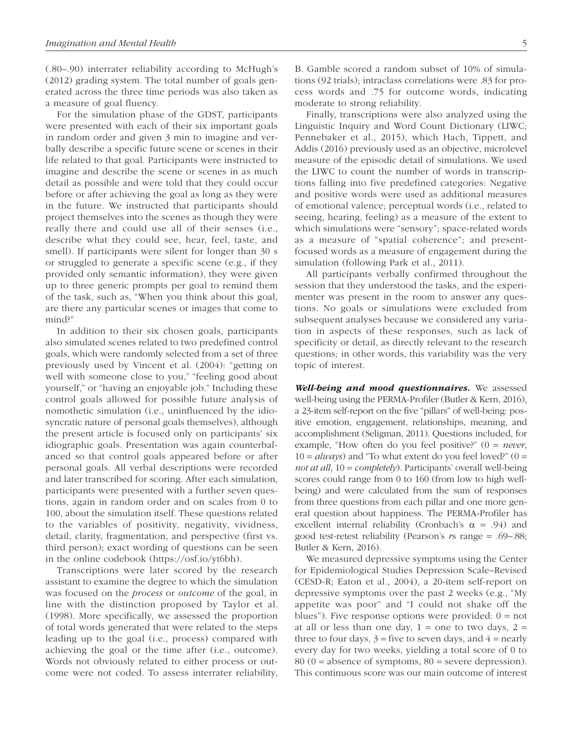(.80–.90) interrater reliability according to McHugh's (2012) grading system. The total number of goals generated across the three time periods was also taken as a measure of goal fluency.

For the simulation phase of the GDST, participants were presented with each of their six important goals in random order and given 3 min to imagine and verbally describe a specific future scene or scenes in their life related to that goal. Participants were instructed to imagine and describe the scene or scenes in as much detail as possible and were told that they could occur before or after achieving the goal as long as they were in the future. We instructed that participants should project themselves into the scenes as though they were really there and could use all of their senses (i.e., describe what they could see, hear, feel, taste, and smell). If participants were silent for longer than 30 s or struggled to generate a specific scene (e.g., if they provided only semantic information), they were given up to three generic prompts per goal to remind them of the task, such as, "When you think about this goal, are there any particular scenes or images that come to mind?"

In addition to their six chosen goals, participants also simulated scenes related to two predefined control goals, which were randomly selected from a set of three previously used by Vincent et al. (2004): "getting on well with someone close to you," "feeling good about yourself," or "having an enjoyable job." Including these control goals allowed for possible future analysis of nomothetic simulation (i.e., uninfluenced by the idiosyncratic nature of personal goals themselves), although the present article is focused only on participants' six idiographic goals. Presentation was again counterbalanced so that control goals appeared before or after personal goals. All verbal descriptions were recorded and later transcribed for scoring. After each simulation, participants were presented with a further seven questions, again in random order and on scales from 0 to 100, about the simulation itself. These questions related to the variables of positivity, negativity, vividness, detail, clarity, fragmentation, and perspective (first vs. third person); exact wording of questions can be seen in the online codebook (https://osf.io/yt6bh).

Transcriptions were later scored by the research assistant to examine the degree to which the simulation was focused on the *process* or *outcome* of the goal, in line with the distinction proposed by Taylor et al. (1998). More specifically, we assessed the proportion of total words generated that were related to the steps leading up to the goal (i.e., process) compared with achieving the goal or the time after (i.e., outcome). Words not obviously related to either process or outcome were not coded. To assess interrater reliability, B. Gamble scored a random subset of 10% of simulations (92 trials); intraclass correlations were .83 for process words and .75 for outcome words, indicating moderate to strong reliability.

Finally, transcriptions were also analyzed using the Linguistic Inquiry and Word Count Dictionary (LIWC; Pennebaker et al., 2015), which Hach, Tippett, and Addis (2016) previously used as an objective, microlevel measure of the episodic detail of simulations. We used the LIWC to count the number of words in transcriptions falling into five predefined categories: Negative and positive words were used as additional measures of emotional valence; perceptual words (i.e., related to seeing, hearing, feeling) as a measure of the extent to which simulations were "sensory"; space-related words as a measure of "spatial coherence"; and present-focused words as a measure of engagement during the simulation (following Park et al., 2011).

All participants verbally confirmed throughout the session that they understood the tasks, and the experimenter was present in the room to answer any questions. No goals or simulations were excluded from subsequent analyses because we considered any variation in aspects of these responses, such as lack of specificity or detail, as directly relevant to the research questions; in other words, this variability was the very topic of interest.

***Well-being and mood questionnaires.*** We assessed well-being using the PERMA-Profiler (Butler & Kern, 2016), a 23-item self-report on the five "pillars" of well-being: positive emotion, engagement, relationships, meaning, and accomplishment (Seligman, 2011). Questions included, for example, "How often do you feel positive?" (0 = *never*, 10 = *always*) and "To what extent do you feel loved?" (0 = *not at all*, 10 = *completely*). Participants' overall well-being scores could range from 0 to 160 (from low to high well-being) and were calculated from the sum of responses from three questions from each pillar and one more general question about happiness. The PERMA-Profiler has excellent internal reliability (Cronbach's $\alpha$ = .94) and good test-retest reliability (Pearson's $r$s range = .69–.88; Butler & Kern, 2016).

We measured depressive symptoms using the Center for Epidemiological Studies Depression Scale–Revised (CESD-R; Eaton et al., 2004), a 20-item self-report on depressive symptoms over the past 2 weeks (e.g., "My appetite was poor" and "I could not shake off the blues"). Five response options were provided: 0 = not at all or less than one day, 1 = one to two days, 2 = three to four days, 3 = five to seven days, and 4 = nearly every day for two weeks, yielding a total score of 0 to 80 (0 = absence of symptoms, 80 = severe depression). This continuous score was our main outcome of interest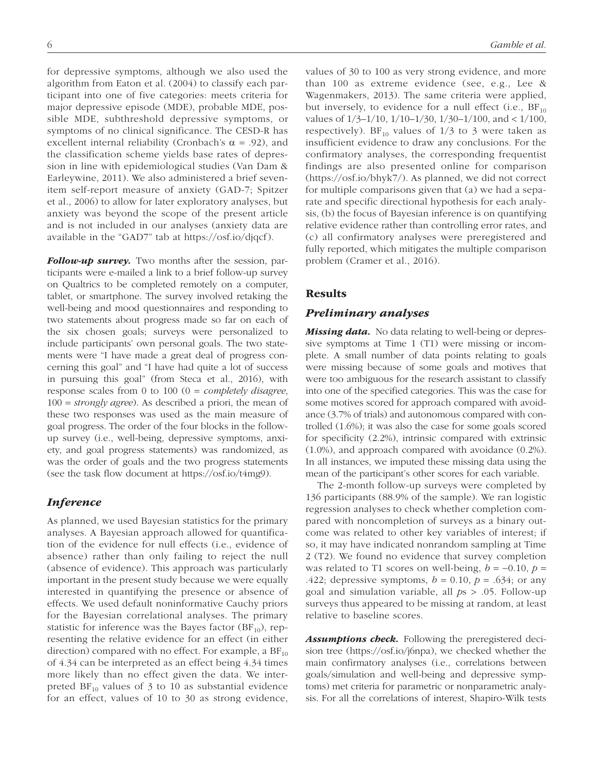for depressive symptoms, although we also used the algorithm from Eaton et al. (2004) to classify each participant into one of five categories: meets criteria for major depressive episode (MDE), probable MDE, possible MDE, subthreshold depressive symptoms, or symptoms of no clinical significance. The CESD-R has excellent internal reliability (Cronbach's $\alpha$ = .92), and the classification scheme yields base rates of depression in line with epidemiological studies (Van Dam & Earleywine, 2011). We also administered a brief seven-item self-report measure of anxiety (GAD-7; Spitzer et al., 2006) to allow for later exploratory analyses, but anxiety was beyond the scope of the present article and is not included in our analyses (anxiety data are available in the "GAD7" tab at https://osf.io/djqcf).

***Follow-up survey.*** Two months after the session, participants were e-mailed a link to a brief follow-up survey on Qualtrics to be completed remotely on a computer, tablet, or smartphone. The survey involved retaking the well-being and mood questionnaires and responding to two statements about progress made so far on each of the six chosen goals; surveys were personalized to include participants' own personal goals. The two statements were "I have made a great deal of progress concerning this goal" and "I have had quite a lot of success in pursuing this goal" (from Steca et al., 2016), with response scales from 0 to 100 (0 = *completely disagree*, 100 = *strongly agree*). As described a priori, the mean of these two responses was used as the main measure of goal progress. The order of the four blocks in the follow-up survey (i.e., well-being, depressive symptoms, anxiety, and goal progress statements) was randomized, as was the order of goals and the two progress statements (see the task flow document at https://osf.io/t4mg9).

## *Inference*

As planned, we used Bayesian statistics for the primary analyses. A Bayesian approach allowed for quantification of the evidence for null effects (i.e., evidence of absence) rather than only failing to reject the null (absence of evidence). This approach was particularly important in the present study because we were equally interested in quantifying the presence or absence of effects. We used default noninformative Cauchy priors for the Bayesian correlational analyses. The primary statistic for inference was the Bayes factor ($BF_{10}$), representing the relative evidence for an effect (in either direction) compared with no effect. For example, a $BF_{10}$ of 4.34 can be interpreted as an effect being 4.34 times more likely than no effect given the data. We interpreted $BF_{10}$ values of 3 to 10 as substantial evidence for an effect, values of 10 to 30 as strong evidence, values of 30 to 100 as very strong evidence, and more than 100 as extreme evidence (see, e.g., Lee & Wagenmakers, 2013). The same criteria were applied, but inversely, to evidence for a null effect (i.e., $BF_{10}$ values of 1/3–1/10, 1/10–1/30, 1/30–1/100, and < 1/100, respectively). $BF_{10}$ values of 1/3 to 3 were taken as insufficient evidence to draw any conclusions. For the confirmatory analyses, the corresponding frequentist findings are also presented online for comparison (https://osf.io/bhyk7/). As planned, we did not correct for multiple comparisons given that (a) we had a separate and specific directional hypothesis for each analysis, (b) the focus of Bayesian inference is on quantifying relative evidence rather than controlling error rates, and (c) all confirmatory analyses were preregistered and fully reported, which mitigates the multiple comparison problem (Cramer et al., 2016).

# Results

## *Preliminary analyses*

***Missing data.*** No data relating to well-being or depressive symptoms at Time 1 (T1) were missing or incomplete. A small number of data points relating to goals were missing because of some goals and motives that were too ambiguous for the research assistant to classify into one of the specified categories. This was the case for some motives scored for approach compared with avoidance (3.7% of trials) and autonomous compared with controlled (1.6%); it was also the case for some goals scored for specificity (2.2%), intrinsic compared with extrinsic (1.0%), and approach compared with avoidance (0.2%). In all instances, we imputed these missing data using the mean of the participant's other scores for each variable.

The 2-month follow-up surveys were completed by 136 participants (88.9% of the sample). We ran logistic regression analyses to check whether completion compared with noncompletion of surveys as a binary outcome was related to other key variables of interest; if so, it may have indicated nonrandom sampling at Time 2 (T2). We found no evidence that survey completion was related to T1 scores on well-being, $b = -0.10$, $p = .422$; depressive symptoms, $b = 0.10$, $p = .634$; or any goal and simulation variable, all $ps > .05$. Follow-up surveys thus appeared to be missing at random, at least relative to baseline scores.

***Assumptions check.*** Following the preregistered decision tree (https://osf.io/j6npa), we checked whether the main confirmatory analyses (i.e., correlations between goals/simulation and well-being and depressive symptoms) met criteria for parametric or nonparametric analysis. For all the correlations of interest, Shapiro-Wilk tests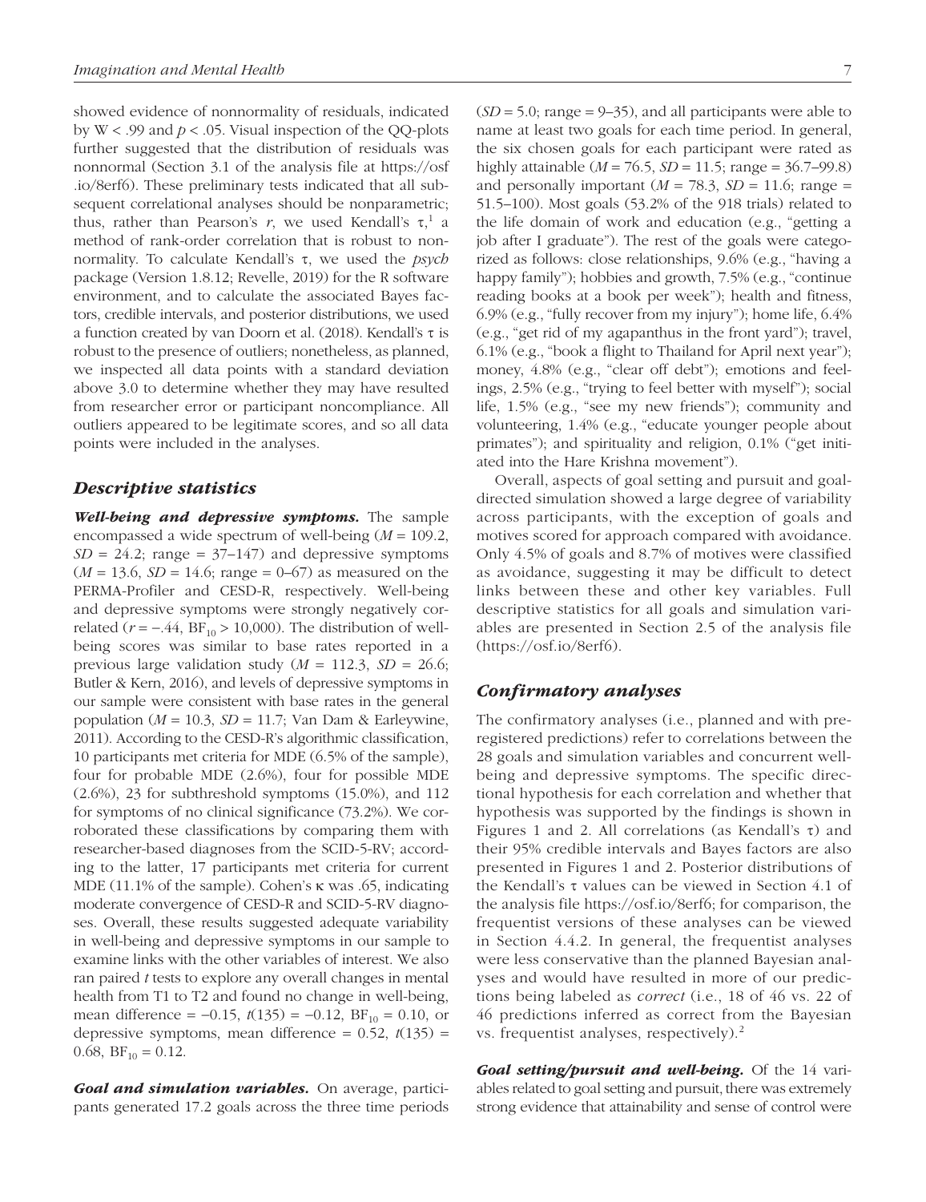showed evidence of nonnormality of residuals, indicated by $W < .99$ and $p < .05$. Visual inspection of the QQ-plots further suggested that the distribution of residuals was nonnormal (Section 3.1 of the analysis file at https://osf.io/8erf6). These preliminary tests indicated that all subsequent correlational analyses should be nonparametric; thus, rather than Pearson's $r$, we used Kendall's $\tau$,[1] a method of rank-order correlation that is robust to nonnormality. To calculate Kendall's $\tau$, we used the *psych* package (Version 1.8.12; Revelle, 2019) for the R software environment, and to calculate the associated Bayes factors, credible intervals, and posterior distributions, we used a function created by van Doorn et al. (2018). Kendall's $\tau$ is robust to the presence of outliers; nonetheless, as planned, we inspected all data points with a standard deviation above 3.0 to determine whether they may have resulted from researcher error or participant noncompliance. All outliers appeared to be legitimate scores, and so all data points were included in the analyses.

## Descriptive statistics

***Well-being and depressive symptoms.*** The sample encompassed a wide spectrum of well-being ($M$ = 109.2, $SD$ = 24.2; range = 37–147) and depressive symptoms ($M$ = 13.6, $SD$ = 14.6; range = 0–67) as measured on the PERMA-Profiler and CESD-R, respectively. Well-being and depressive symptoms were strongly negatively correlated ($r$ = −.44, $BF_{10}$ > 10,000). The distribution of well-being scores was similar to base rates reported in a previous large validation study ($M$ = 112.3, $SD$ = 26.6; Butler & Kern, 2016), and levels of depressive symptoms in our sample were consistent with base rates in the general population ($M$ = 10.3, $SD$ = 11.7; Van Dam & Earleywine, 2011). According to the CESD-R's algorithmic classification, 10 participants met criteria for MDE (6.5% of the sample), four for probable MDE (2.6%), four for possible MDE (2.6%), 23 for subthreshold symptoms (15.0%), and 112 for symptoms of no clinical significance (73.2%). We corroborated these classifications by comparing them with researcher-based diagnoses from the SCID-5-RV; according to the latter, 17 participants met criteria for current MDE (11.1% of the sample). Cohen's $\kappa$ was .65, indicating moderate convergence of CESD-R and SCID-5-RV diagnoses. Overall, these results suggested adequate variability in well-being and depressive symptoms in our sample to examine links with the other variables of interest. We also ran paired $t$ tests to explore any overall changes in mental health from T1 to T2 and found no change in well-being, mean difference = −0.15, $t(135)$ = −0.12, $BF_{10}$ = 0.10, or depressive symptoms, mean difference = 0.52, $t(135)$ = 0.68, $BF_{10}$ = 0.12.

***Goal and simulation variables.*** On average, participants generated 17.2 goals across the three time periods ($SD$ = 5.0; range = 9–35), and all participants were able to name at least two goals for each time period. In general, the six chosen goals for each participant were rated as highly attainable ($M$ = 76.5, $SD$ = 11.5; range = 36.7–99.8) and personally important ($M$ = 78.3, $SD$ = 11.6; range = 51.5–100). Most goals (53.2% of the 918 trials) related to the life domain of work and education (e.g., "getting a job after I graduate"). The rest of the goals were categorized as follows: close relationships, 9.6% (e.g., "having a happy family"); hobbies and growth, 7.5% (e.g., "continue reading books at a book per week"); health and fitness, 6.9% (e.g., "fully recover from my injury"); home life, 6.4% (e.g., "get rid of my agapanthus in the front yard"); travel, 6.1% (e.g., "book a flight to Thailand for April next year"); money, 4.8% (e.g., "clear off debt"); emotions and feelings, 2.5% (e.g., "trying to feel better with myself"); social life, 1.5% (e.g., "see my new friends"); community and volunteering, 1.4% (e.g., "educate younger people about primates"); and spirituality and religion, 0.1% ("get initiated into the Hare Krishna movement").

Overall, aspects of goal setting and pursuit and goal-directed simulation showed a large degree of variability across participants, with the exception of goals and motives scored for approach compared with avoidance. Only 4.5% of goals and 8.7% of motives were classified as avoidance, suggesting it may be difficult to detect links between these and other key variables. Full descriptive statistics for all goals and simulation variables are presented in Section 2.5 of the analysis file (https://osf.io/8erf6).

## Confirmatory analyses

The confirmatory analyses (i.e., planned and with preregistered predictions) refer to correlations between the 28 goals and simulation variables and concurrent well-being and depressive symptoms. The specific directional hypothesis for each correlation and whether that hypothesis was supported by the findings is shown in Figures 1 and 2. All correlations (as Kendall's $\tau$) and their 95% credible intervals and Bayes factors are also presented in Figures 1 and 2. Posterior distributions of the Kendall's $\tau$ values can be viewed in Section 4.1 of the analysis file https://osf.io/8erf6; for comparison, the frequentist versions of these analyses can be viewed in Section 4.4.2. In general, the frequentist analyses were less conservative than the planned Bayesian analyses and would have resulted in more of our predictions being labeled as *correct* (i.e., 18 of 46 vs. 22 of 46 predictions inferred as correct from the Bayesian vs. frequentist analyses, respectively).[2]

***Goal setting/pursuit and well-being.*** Of the 14 variables related to goal setting and pursuit, there was extremely strong evidence that attainability and sense of control were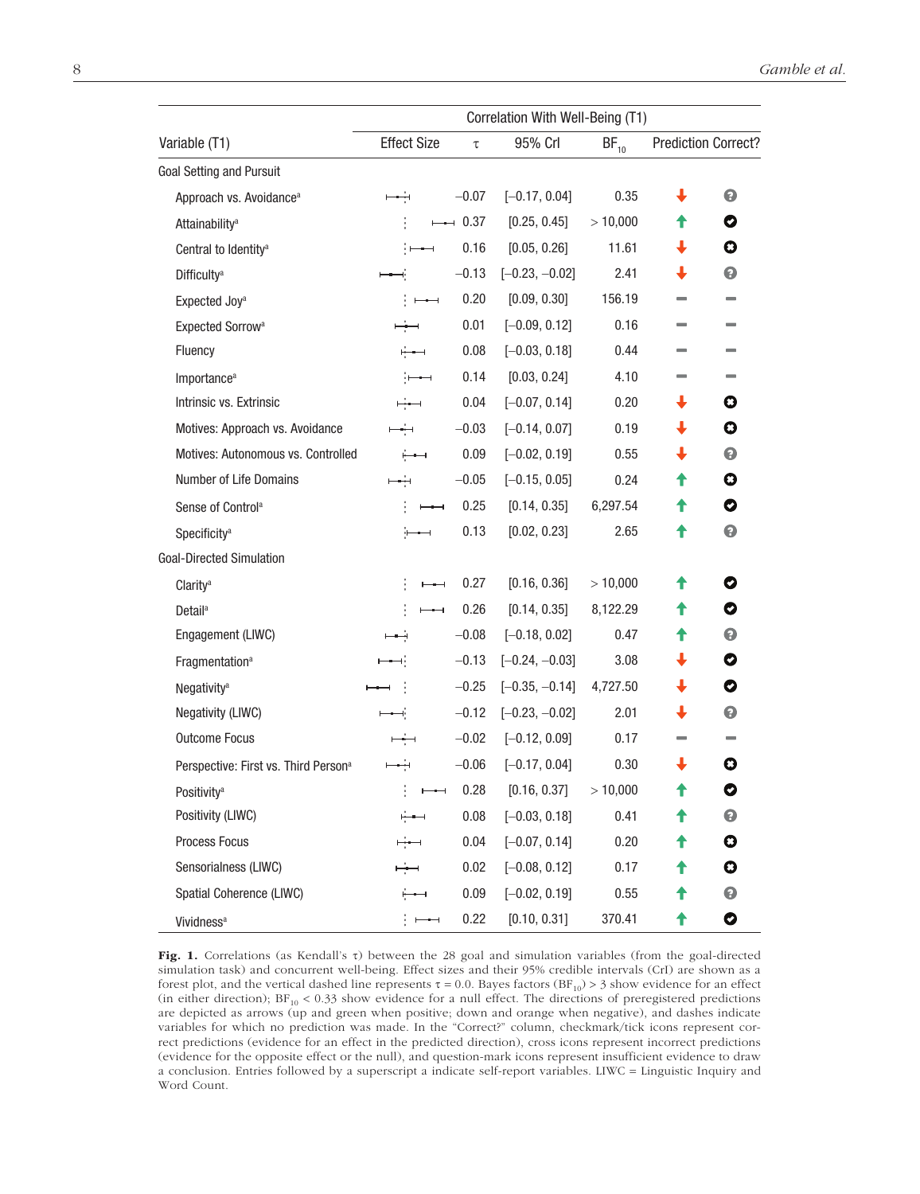| Variable (T1) | Correlation With Well-Being (T1) | | | | |
|---|---|---|---|---|---|
| | Effect Size | τ | 95% CrI | $BF_{10}$ | Prediction Correct? |
| **Goal Setting and Pursuit** | | | | | |
| Approach vs. Avoidance[a] | | −0.07 | [−0.17, 0.04] | 0.35 | ↓ ? |
| Attainability[a] | | 0.37 | [0.25, 0.45] | > 10,000 | ↑ ✓ |
| Central to Identity[a] | | 0.16 | [0.05, 0.26] | 11.61 | ↓ ✗ |
| Difficulty[a] | | −0.13 | [−0.23, −0.02] | 2.41 | ↓ ? |
| Expected Joy[a] | | 0.20 | [0.09, 0.30] | 156.19 | – – |
| Expected Sorrow[a] | | 0.01 | [−0.09, 0.12] | 0.16 | – – |
| Fluency | | 0.08 | [−0.03, 0.18] | 0.44 | – – |
| Importance[a] | | 0.14 | [0.03, 0.24] | 4.10 | – – |
| Intrinsic vs. Extrinsic | | 0.04 | [−0.07, 0.14] | 0.20 | ↓ ✗ |
| Motives: Approach vs. Avoidance | | −0.03 | [−0.14, 0.07] | 0.19 | ↓ ✗ |
| Motives: Autonomous vs. Controlled | | 0.09 | [−0.02, 0.19] | 0.55 | ↓ ? |
| Number of Life Domains | | −0.05 | [−0.15, 0.05] | 0.24 | ↑ ✗ |
| Sense of Control[a] | | 0.25 | [0.14, 0.35] | 6,297.54 | ↑ ✓ |
| Specificity[a] | | 0.13 | [0.02, 0.23] | 2.65 | ↑ ? |
| **Goal-Directed Simulation** | | | | | |
| Clarity[a] | | 0.27 | [0.16, 0.36] | > 10,000 | ↑ ✓ |
| Detail[a] | | 0.26 | [0.14, 0.35] | 8,122.29 | ↑ ✓ |
| Engagement (LIWC) | | −0.08 | [−0.18, 0.02] | 0.47 | ↑ ? |
| Fragmentation[a] | | −0.13 | [−0.24, −0.03] | 3.08 | ↓ ✓ |
| Negativity[a] | | −0.25 | [−0.35, −0.14] | 4,727.50 | ↓ ✓ |
| Negativity (LIWC) | | −0.12 | [−0.23, −0.02] | 2.01 | ↓ ? |
| Outcome Focus | | −0.02 | [−0.12, 0.09] | 0.17 | – – |
| Perspective: First vs. Third Person[a] | | −0.06 | [−0.17, 0.04] | 0.30 | ↓ ✗ |
| Positivity[a] | | 0.28 | [0.16, 0.37] | > 10,000 | ↑ ✓ |
| Positivity (LIWC) | | 0.08 | [−0.03, 0.18] | 0.41 | ↑ ? |
| Process Focus | | 0.04 | [−0.07, 0.14] | 0.20 | ↑ ✗ |
| Sensorialness (LIWC) | | 0.02 | [−0.08, 0.12] | 0.17 | ↑ ✗ |
| Spatial Coherence (LIWC) | | 0.09 | [−0.02, 0.19] | 0.55 | ↑ ? |
| Vividness[a] | | 0.22 | [0.10, 0.31] | 370.41 | ↑ ✓ |

**Fig. 1.** Correlations (as Kendall's τ) between the 28 goal and simulation variables (from the goal-directed simulation task) and concurrent well-being. Effect sizes and their 95% credible intervals (CrI) are shown as a forest plot, and the vertical dashed line represents τ = 0.0. Bayes factors ($BF_{10}$) > 3 show evidence for an effect (in either direction); $BF_{10}$ < 0.33 show evidence for a null effect. The directions of preregistered predictions are depicted as arrows (up and green when positive; down and orange when negative), and dashes indicate variables for which no prediction was made. In the "Correct?" column, checkmark/tick icons represent correct predictions (evidence for an effect in the predicted direction), cross icons represent incorrect predictions (evidence for the opposite effect or the null), and question-mark icons represent insufficient evidence to draw a conclusion. Entries followed by a superscript a indicate self-report variables. LIWC = Linguistic Inquiry and Word Count.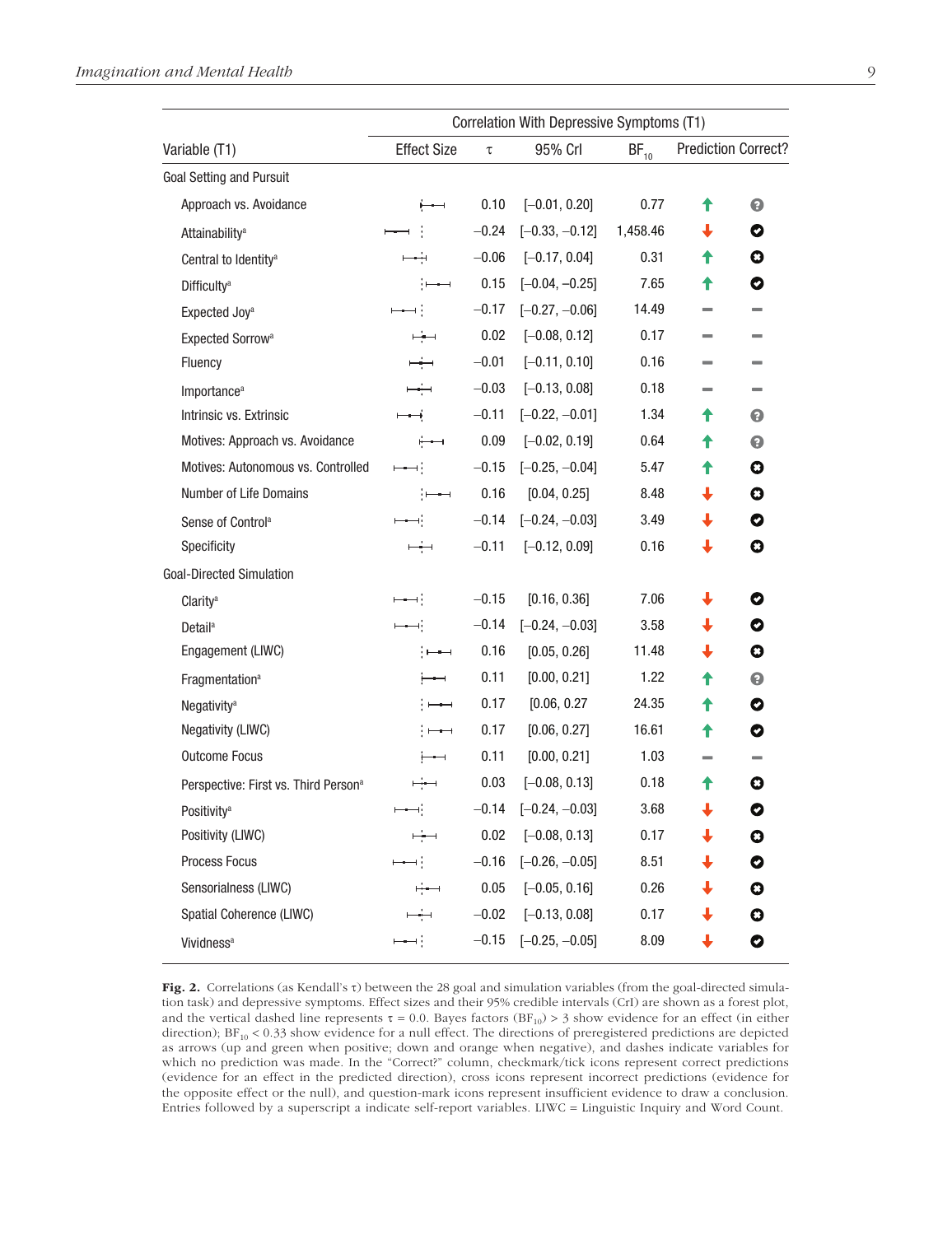| Variable (T1) | Correlation With Depressive Symptoms (T1) | | | | |
|---|---|---|---|---|---|
| | Effect Size | τ | 95% CrI | $BF_{10}$ | Prediction Correct? |
| **Goal Setting and Pursuit** | | | | | |
| Approach vs. Avoidance | | 0.10 | [−0.01, 0.20] | 0.77 | ↑ ? |
| Attainability[a] | | −0.24 | [−0.33, −0.12] | 1,458.46 | ↓ ✓ |
| Central to Identity[a] | | −0.06 | [−0.17, 0.04] | 0.31 | ↑ ✗ |
| Difficulty[a] | | 0.15 | [−0.04, −0.25] | 7.65 | ↑ ✓ |
| Expected Joy[a] | | −0.17 | [−0.27, −0.06] | 14.49 | – – |
| Expected Sorrow[a] | | 0.02 | [−0.08, 0.12] | 0.17 | – – |
| Fluency | | −0.01 | [−0.11, 0.10] | 0.16 | – – |
| Importance[a] | | −0.03 | [−0.13, 0.08] | 0.18 | – – |
| Intrinsic vs. Extrinsic | | −0.11 | [−0.22, −0.01] | 1.34 | ↑ ? |
| Motives: Approach vs. Avoidance | | 0.09 | [−0.02, 0.19] | 0.64 | ↑ ? |
| Motives: Autonomous vs. Controlled | | −0.15 | [−0.25, −0.04] | 5.47 | ↑ ✗ |
| Number of Life Domains | | 0.16 | [0.04, 0.25] | 8.48 | ↓ ✗ |
| Sense of Control[a] | | −0.14 | [−0.24, −0.03] | 3.49 | ↓ ✓ |
| Specificity | | −0.11 | [−0.12, 0.09] | 0.16 | ↓ ✗ |
| **Goal-Directed Simulation** | | | | | |
| Clarity[a] | | −0.15 | [0.16, 0.36] | 7.06 | ↓ ✓ |
| Detail[a] | | −0.14 | [−0.24, −0.03] | 3.58 | ↓ ✓ |
| Engagement (LIWC) | | 0.16 | [0.05, 0.26] | 11.48 | ↓ ✗ |
| Fragmentation[a] | | 0.11 | [0.00, 0.21] | 1.22 | ↑ ? |
| Negativity[a] | | 0.17 | [0.06, 0.27 | 24.35 | ↑ ✓ |
| Negativity (LIWC) | | 0.17 | [0.06, 0.27] | 16.61 | ↑ ✓ |
| Outcome Focus | | 0.11 | [0.00, 0.21] | 1.03 | – – |
| Perspective: First vs. Third Person[a] | | 0.03 | [−0.08, 0.13] | 0.18 | ↑ ✗ |
| Positivity[a] | | −0.14 | [−0.24, −0.03] | 3.68 | ↓ ✓ |
| Positivity (LIWC) | | 0.02 | [−0.08, 0.13] | 0.17 | ↓ ✗ |
| Process Focus | | −0.16 | [−0.26, −0.05] | 8.51 | ↓ ✓ |
| Sensorialness (LIWC) | | 0.05 | [−0.05, 0.16] | 0.26 | ↓ ✗ |
| Spatial Coherence (LIWC) | | −0.02 | [−0.13, 0.08] | 0.17 | ↓ ✗ |
| Vividness[a] | | −0.15 | [−0.25, −0.05] | 8.09 | ↓ ✓ |

**Fig. 2.** Correlations (as Kendall's τ) between the 28 goal and simulation variables (from the goal-directed simulation task) and depressive symptoms. Effect sizes and their 95% credible intervals (CrI) are shown as a forest plot, and the vertical dashed line represents τ = 0.0. Bayes factors ($BF_{10}$) > 3 show evidence for an effect (in either direction); $BF_{10}$ < 0.33 show evidence for a null effect. The directions of preregistered predictions are depicted as arrows (up and green when positive; down and orange when negative), and dashes indicate variables for which no prediction was made. In the "Correct?" column, checkmark/tick icons represent correct predictions (evidence for an effect in the predicted direction), cross icons represent incorrect predictions (evidence for the opposite effect or the null), and question-mark icons represent insufficient evidence to draw a conclusion. Entries followed by a superscript a indicate self-report variables. LIWC = Linguistic Inquiry and Word Count.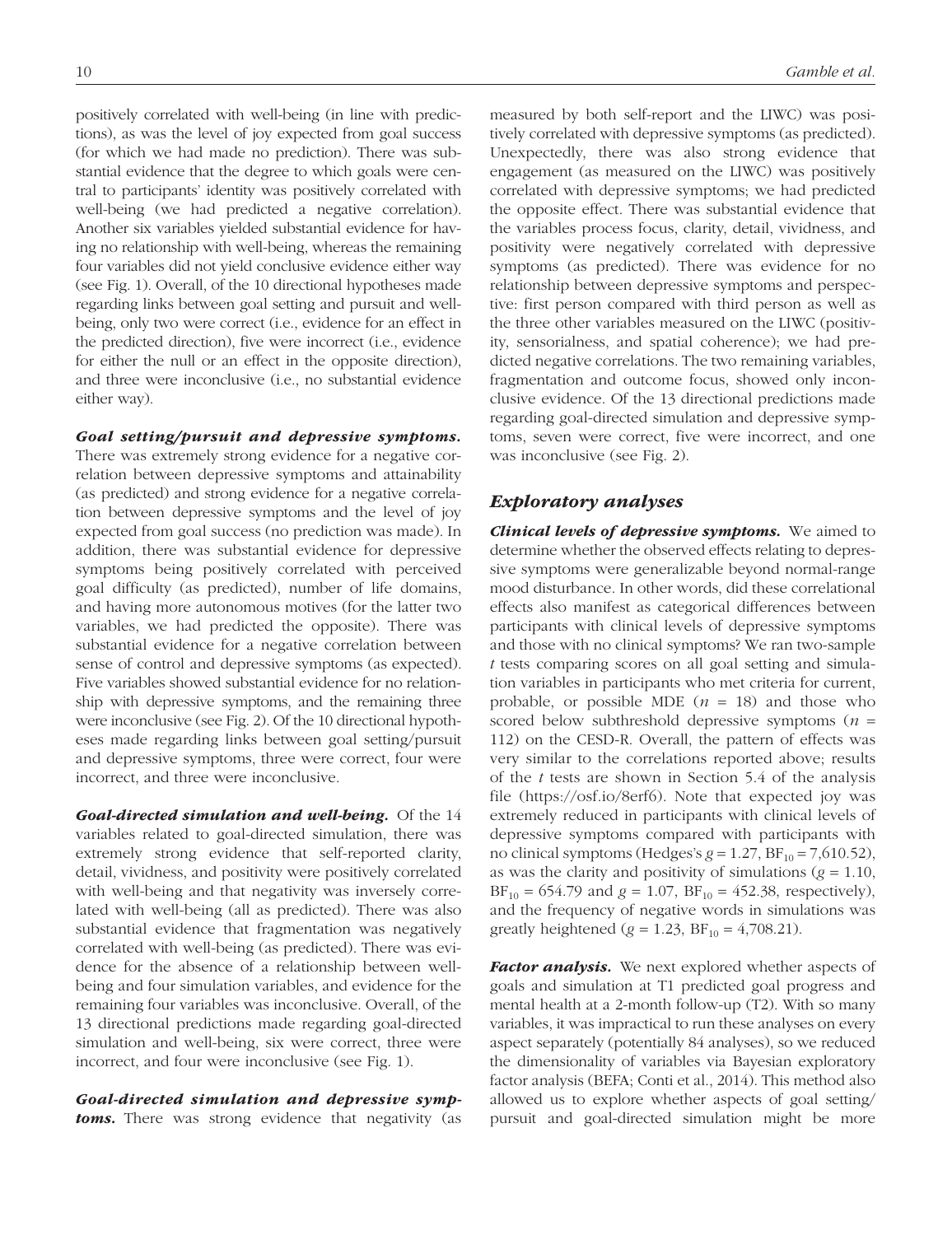positively correlated with well-being (in line with predictions), as was the level of joy expected from goal success (for which we had made no prediction). There was substantial evidence that the degree to which goals were central to participants' identity was positively correlated with well-being (we had predicted a negative correlation). Another six variables yielded substantial evidence for having no relationship with well-being, whereas the remaining four variables did not yield conclusive evidence either way (see Fig. 1). Overall, of the 10 directional hypotheses made regarding links between goal setting and pursuit and well-being, only two were correct (i.e., evidence for an effect in the predicted direction), five were incorrect (i.e., evidence for either the null or an effect in the opposite direction), and three were inconclusive (i.e., no substantial evidence either way).

***Goal setting/pursuit and depressive symptoms.*** There was extremely strong evidence for a negative correlation between depressive symptoms and attainability (as predicted) and strong evidence for a negative correlation between depressive symptoms and the level of joy expected from goal success (no prediction was made). In addition, there was substantial evidence for depressive symptoms being positively correlated with perceived goal difficulty (as predicted), number of life domains, and having more autonomous motives (for the latter two variables, we had predicted the opposite). There was substantial evidence for a negative correlation between sense of control and depressive symptoms (as expected). Five variables showed substantial evidence for no relationship with depressive symptoms, and the remaining three were inconclusive (see Fig. 2). Of the 10 directional hypotheses made regarding links between goal setting/pursuit and depressive symptoms, three were correct, four were incorrect, and three were inconclusive.

***Goal-directed simulation and well-being.*** Of the 14 variables related to goal-directed simulation, there was extremely strong evidence that self-reported clarity, detail, vividness, and positivity were positively correlated with well-being and that negativity was inversely correlated with well-being (all as predicted). There was also substantial evidence that fragmentation was negatively correlated with well-being (as predicted). There was evidence for the absence of a relationship between well-being and four simulation variables, and evidence for the remaining four variables was inconclusive. Overall, of the 13 directional predictions made regarding goal-directed simulation and well-being, six were correct, three were incorrect, and four were inconclusive (see Fig. 1).

***Goal-directed simulation and depressive symptoms.*** There was strong evidence that negativity (as measured by both self-report and the LIWC) was positively correlated with depressive symptoms (as predicted). Unexpectedly, there was also strong evidence that engagement (as measured on the LIWC) was positively correlated with depressive symptoms; we had predicted the opposite effect. There was substantial evidence that the variables process focus, clarity, detail, vividness, and positivity were negatively correlated with depressive symptoms (as predicted). There was evidence for no relationship between depressive symptoms and perspective: first person compared with third person as well as the three other variables measured on the LIWC (positivity, sensorialness, and spatial coherence); we had predicted negative correlations. The two remaining variables, fragmentation and outcome focus, showed only inconclusive evidence. Of the 13 directional predictions made regarding goal-directed simulation and depressive symptoms, seven were correct, five were incorrect, and one was inconclusive (see Fig. 2).

## Exploratory analyses

***Clinical levels of depressive symptoms.*** We aimed to determine whether the observed effects relating to depressive symptoms were generalizable beyond normal-range mood disturbance. In other words, did these correlational effects also manifest as categorical differences between participants with clinical levels of depressive symptoms and those with no clinical symptoms? We ran two-sample $t$ tests comparing scores on all goal setting and simulation variables in participants who met criteria for current, probable, or possible MDE ($n$ = 18) and those who scored below subthreshold depressive symptoms ($n$ = 112) on the CESD-R. Overall, the pattern of effects was very similar to the correlations reported above; results of the $t$ tests are shown in Section 5.4 of the analysis file (https://osf.io/8erf6). Note that expected joy was extremely reduced in participants with clinical levels of depressive symptoms compared with participants with no clinical symptoms (Hedges's $g$ = 1.27, $BF_{10}$ = 7,610.52), as was the clarity and positivity of simulations ($g$ = 1.10, $BF_{10}$ = 654.79 and $g$ = 1.07, $BF_{10}$ = 452.38, respectively), and the frequency of negative words in simulations was greatly heightened ($g$ = 1.23, $BF_{10}$ = 4,708.21).

***Factor analysis.*** We next explored whether aspects of goals and simulation at T1 predicted goal progress and mental health at a 2-month follow-up (T2). With so many variables, it was impractical to run these analyses on every aspect separately (potentially 84 analyses), so we reduced the dimensionality of variables via Bayesian exploratory factor analysis (BEFA; Conti et al., 2014). This method also allowed us to explore whether aspects of goal setting/pursuit and goal-directed simulation might be more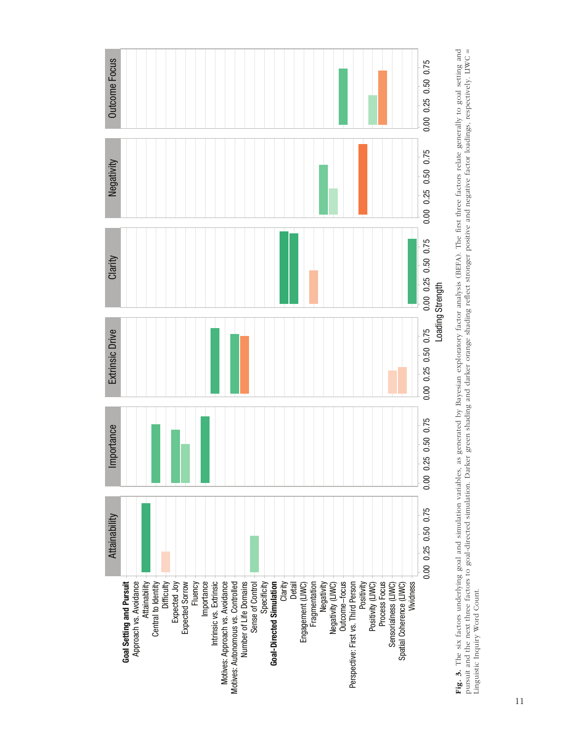**Fig. 3.** The six factors underlying goal and simulation variables, as generated by Bayesian exploratory factor analysis (BEFA). The first three factors relate generally to goal setting and pursuit and the next three factors to goal-directed simulation. Darker green shading and darker orange shading reflect stronger positive and negative factor loadings, respectively. LIWC = Linguistic Inquiry Word Count.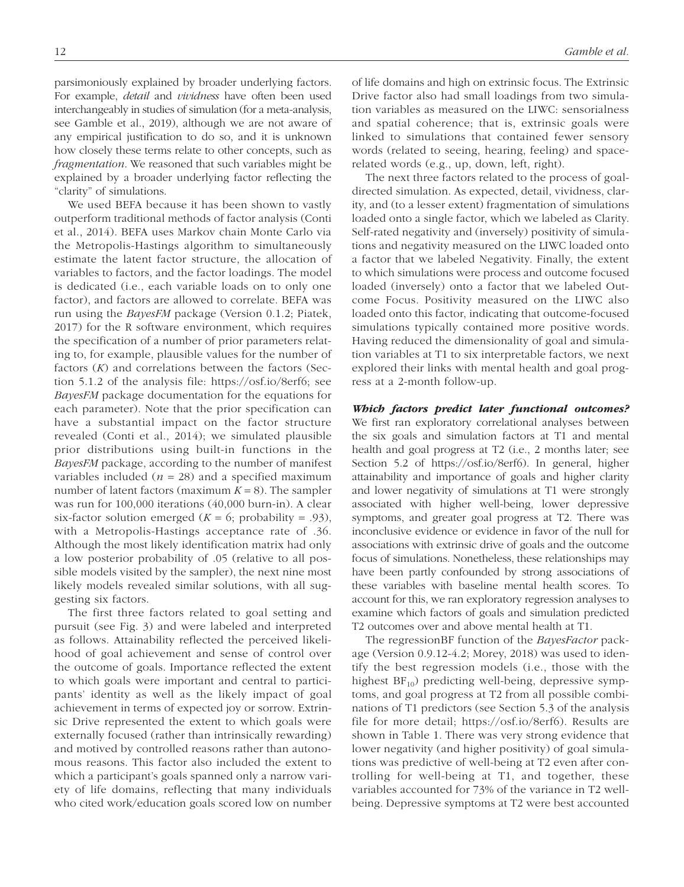parsimoniously explained by broader underlying factors. For example, *detail* and *vividness* have often been used interchangeably in studies of simulation (for a meta-analysis, see Gamble et al., 2019), although we are not aware of any empirical justification to do so, and it is unknown how closely these terms relate to other concepts, such as *fragmentation*. We reasoned that such variables might be explained by a broader underlying factor reflecting the "clarity" of simulations.

We used BEFA because it has been shown to vastly outperform traditional methods of factor analysis (Conti et al., 2014). BEFA uses Markov chain Monte Carlo via the Metropolis-Hastings algorithm to simultaneously estimate the latent factor structure, the allocation of variables to factors, and the factor loadings. The model is dedicated (i.e., each variable loads on to only one factor), and factors are allowed to correlate. BEFA was run using the *BayesFM* package (Version 0.1.2; Piatek, 2017) for the R software environment, which requires the specification of a number of prior parameters relating to, for example, plausible values for the number of factors ($K$) and correlations between the factors (Section 5.1.2 of the analysis file: https://osf.io/8erf6; see *BayesFM* package documentation for the equations for each parameter). Note that the prior specification can have a substantial impact on the factor structure revealed (Conti et al., 2014); we simulated plausible prior distributions using built-in functions in the *BayesFM* package, according to the number of manifest variables included ($n = 28$) and a specified maximum number of latent factors (maximum $K = 8$). The sampler was run for 100,000 iterations (40,000 burn-in). A clear six-factor solution emerged ($K = 6$; probability = .93), with a Metropolis-Hastings acceptance rate of .36. Although the most likely identification matrix had only a low posterior probability of .05 (relative to all possible models visited by the sampler), the next nine most likely models revealed similar solutions, with all suggesting six factors.

The first three factors related to goal setting and pursuit (see Fig. 3) and were labeled and interpreted as follows. Attainability reflected the perceived likelihood of goal achievement and sense of control over the outcome of goals. Importance reflected the extent to which goals were important and central to participants' identity as well as the likely impact of goal achievement in terms of expected joy or sorrow. Extrinsic Drive represented the extent to which goals were externally focused (rather than intrinsically rewarding) and motived by controlled reasons rather than autonomous reasons. This factor also included the extent to which a participant's goals spanned only a narrow variety of life domains, reflecting that many individuals who cited work/education goals scored low on number of life domains and high on extrinsic focus. The Extrinsic Drive factor also had small loadings from two simulation variables as measured on the LIWC: sensorialness and spatial coherence; that is, extrinsic goals were linked to simulations that contained fewer sensory words (related to seeing, hearing, feeling) and space-related words (e.g., up, down, left, right).

The next three factors related to the process of goal-directed simulation. As expected, detail, vividness, clarity, and (to a lesser extent) fragmentation of simulations loaded onto a single factor, which we labeled as Clarity. Self-rated negativity and (inversely) positivity of simulations and negativity measured on the LIWC loaded onto a factor that we labeled Negativity. Finally, the extent to which simulations were process and outcome focused loaded (inversely) onto a factor that we labeled Outcome Focus. Positivity measured on the LIWC also loaded onto this factor, indicating that outcome-focused simulations typically contained more positive words. Having reduced the dimensionality of goal and simulation variables at T1 to six interpretable factors, we next explored their links with mental health and goal progress at a 2-month follow-up.

***Which factors predict later functional outcomes?*** We first ran exploratory correlational analyses between the six goals and simulation factors at T1 and mental health and goal progress at T2 (i.e., 2 months later; see Section 5.2 of https://osf.io/8erf6). In general, higher attainability and importance of goals and higher clarity and lower negativity of simulations at T1 were strongly associated with higher well-being, lower depressive symptoms, and greater goal progress at T2. There was inconclusive evidence or evidence in favor of the null for associations with extrinsic drive of goals and the outcome focus of simulations. Nonetheless, these relationships may have been partly confounded by strong associations of these variables with baseline mental health scores. To account for this, we ran exploratory regression analyses to examine which factors of goals and simulation predicted T2 outcomes over and above mental health at T1.

The regressionBF function of the *BayesFactor* package (Version 0.9.12-4.2; Morey, 2018) was used to identify the best regression models (i.e., those with the highest $BF_{10}$) predicting well-being, depressive symptoms, and goal progress at T2 from all possible combinations of T1 predictors (see Section 5.3 of the analysis file for more detail; https://osf.io/8erf6). Results are shown in Table 1. There was very strong evidence that lower negativity (and higher positivity) of goal simulations was predictive of well-being at T2 even after controlling for well-being at T1, and together, these variables accounted for 73% of the variance in T2 well-being. Depressive symptoms at T2 were best accounted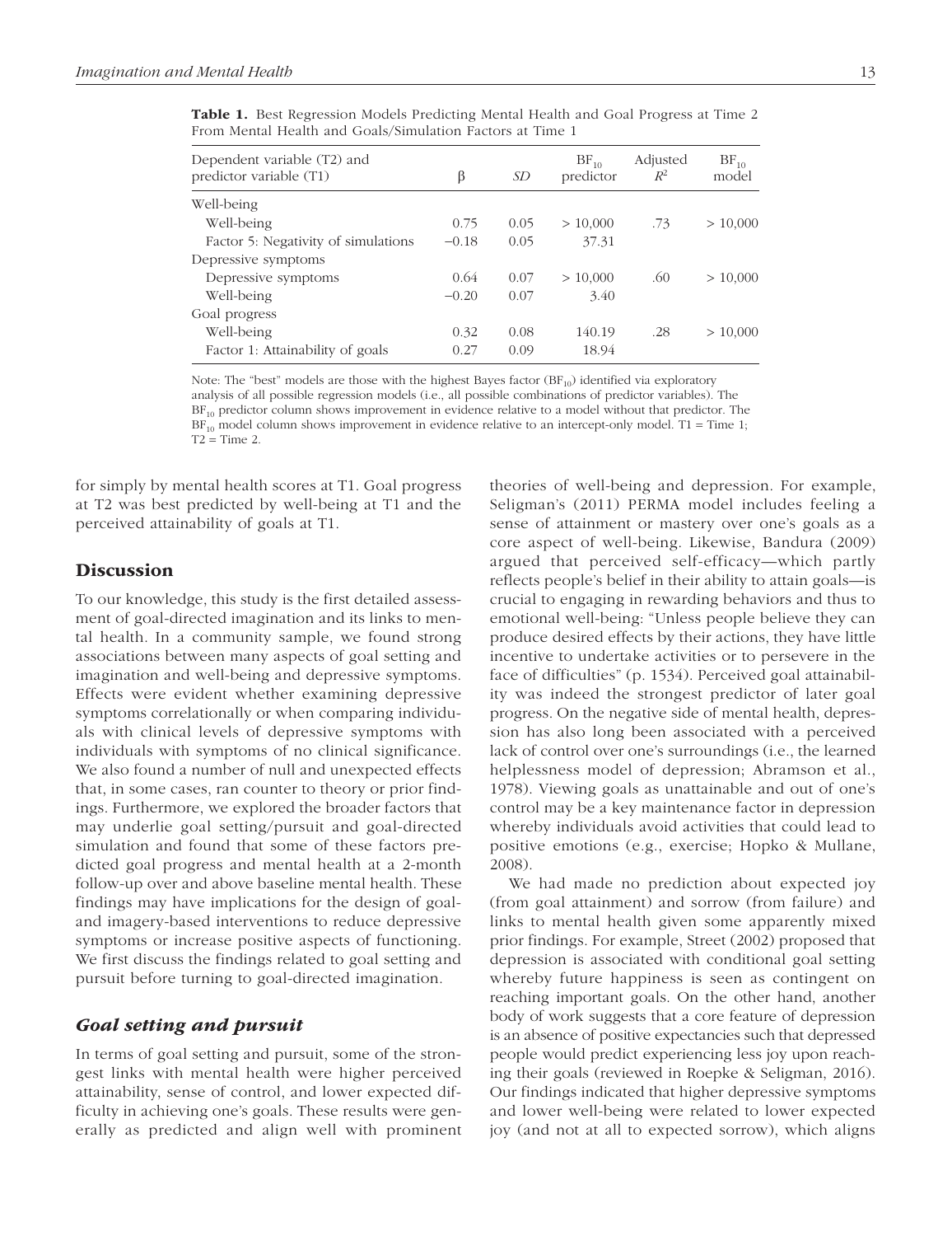**Table 1.** Best Regression Models Predicting Mental Health and Goal Progress at Time 2 From Mental Health and Goals/Simulation Factors at Time 1

| Dependent variable (T2) and predictor variable (T1) | β | *SD* | $BF_{10}$ predictor | Adjusted $R^2$ | $BF_{10}$ model |
|---|---|---|---|---|---|
| Well-being | | | | | |
| Well-being | 0.75 | 0.05 | > 10,000 | .73 | > 10,000 |
| Factor 5: Negativity of simulations | −0.18 | 0.05 | 37.31 | | |
| Depressive symptoms | | | | | |
| Depressive symptoms | 0.64 | 0.07 | > 10,000 | .60 | > 10,000 |
| Well-being | −0.20 | 0.07 | 3.40 | | |
| Goal progress | | | | | |
| Well-being | 0.32 | 0.08 | 140.19 | .28 | > 10,000 |
| Factor 1: Attainability of goals | 0.27 | 0.09 | 18.94 | | |

Note: The "best" models are those with the highest Bayes factor ($BF_{10}$) identified via exploratory analysis of all possible regression models (i.e., all possible combinations of predictor variables). The $BF_{10}$ predictor column shows improvement in evidence relative to a model without that predictor. The $BF_{10}$ model column shows improvement in evidence relative to an intercept-only model. T1 = Time 1; T2 = Time 2.

for simply by mental health scores at T1. Goal progress at T2 was best predicted by well-being at T1 and the perceived attainability of goals at T1.

## Discussion

To our knowledge, this study is the first detailed assessment of goal-directed imagination and its links to mental health. In a community sample, we found strong associations between many aspects of goal setting and imagination and well-being and depressive symptoms. Effects were evident whether examining depressive symptoms correlationally or when comparing individuals with clinical levels of depressive symptoms with individuals with symptoms of no clinical significance. We also found a number of null and unexpected effects that, in some cases, ran counter to theory or prior findings. Furthermore, we explored the broader factors that may underlie goal setting/pursuit and goal-directed simulation and found that some of these factors predicted goal progress and mental health at a 2-month follow-up over and above baseline mental health. These findings may have implications for the design of goal- and imagery-based interventions to reduce depressive symptoms or increase positive aspects of functioning. We first discuss the findings related to goal setting and pursuit before turning to goal-directed imagination.

### *Goal setting and pursuit*

In terms of goal setting and pursuit, some of the strongest links with mental health were higher perceived attainability, sense of control, and lower expected difficulty in achieving one's goals. These results were generally as predicted and align well with prominent theories of well-being and depression. For example, Seligman's (2011) PERMA model includes feeling a sense of attainment or mastery over one's goals as a core aspect of well-being. Likewise, Bandura (2009) argued that perceived self-efficacy—which partly reflects people's belief in their ability to attain goals—is crucial to engaging in rewarding behaviors and thus to emotional well-being: "Unless people believe they can produce desired effects by their actions, they have little incentive to undertake activities or to persevere in the face of difficulties" (p. 1534). Perceived goal attainability was indeed the strongest predictor of later goal progress. On the negative side of mental health, depression has also long been associated with a perceived lack of control over one's surroundings (i.e., the learned helplessness model of depression; Abramson et al., 1978). Viewing goals as unattainable and out of one's control may be a key maintenance factor in depression whereby individuals avoid activities that could lead to positive emotions (e.g., exercise; Hopko & Mullane, 2008).

We had made no prediction about expected joy (from goal attainment) and sorrow (from failure) and links to mental health given some apparently mixed prior findings. For example, Street (2002) proposed that depression is associated with conditional goal setting whereby future happiness is seen as contingent on reaching important goals. On the other hand, another body of work suggests that a core feature of depression is an absence of positive expectancies such that depressed people would predict experiencing less joy upon reaching their goals (reviewed in Roepke & Seligman, 2016). Our findings indicated that higher depressive symptoms and lower well-being were related to lower expected joy (and not at all to expected sorrow), which aligns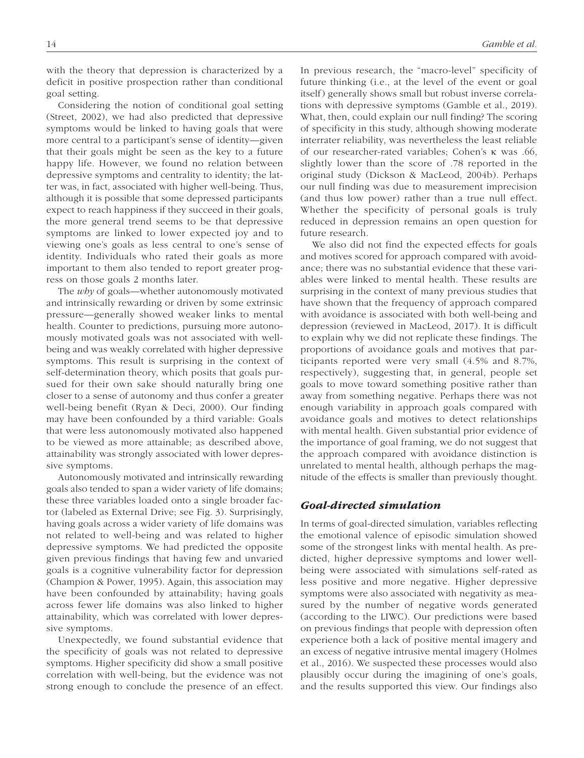with the theory that depression is characterized by a deficit in positive prospection rather than conditional goal setting.

Considering the notion of conditional goal setting (Street, 2002), we had also predicted that depressive symptoms would be linked to having goals that were more central to a participant's sense of identity—given that their goals might be seen as the key to a future happy life. However, we found no relation between depressive symptoms and centrality to identity; the latter was, in fact, associated with higher well-being. Thus, although it is possible that some depressed participants expect to reach happiness if they succeed in their goals, the more general trend seems to be that depressive symptoms are linked to lower expected joy and to viewing one's goals as less central to one's sense of identity. Individuals who rated their goals as more important to them also tended to report greater progress on those goals 2 months later.

The *why* of goals—whether autonomously motivated and intrinsically rewarding or driven by some extrinsic pressure—generally showed weaker links to mental health. Counter to predictions, pursuing more autonomously motivated goals was not associated with well-being and was weakly correlated with higher depressive symptoms. This result is surprising in the context of self-determination theory, which posits that goals pursued for their own sake should naturally bring one closer to a sense of autonomy and thus confer a greater well-being benefit (Ryan & Deci, 2000). Our finding may have been confounded by a third variable: Goals that were less autonomously motivated also happened to be viewed as more attainable; as described above, attainability was strongly associated with lower depressive symptoms.

Autonomously motivated and intrinsically rewarding goals also tended to span a wider variety of life domains; these three variables loaded onto a single broader factor (labeled as External Drive; see Fig. 3). Surprisingly, having goals across a wider variety of life domains was not related to well-being and was related to higher depressive symptoms. We had predicted the opposite given previous findings that having few and unvaried goals is a cognitive vulnerability factor for depression (Champion & Power, 1995). Again, this association may have been confounded by attainability; having goals across fewer life domains was also linked to higher attainability, which was correlated with lower depressive symptoms.

Unexpectedly, we found substantial evidence that the specificity of goals was not related to depressive symptoms. Higher specificity did show a small positive correlation with well-being, but the evidence was not strong enough to conclude the presence of an effect. In previous research, the "macro-level" specificity of future thinking (i.e., at the level of the event or goal itself) generally shows small but robust inverse correlations with depressive symptoms (Gamble et al., 2019). What, then, could explain our null finding? The scoring of specificity in this study, although showing moderate interrater reliability, was nevertheless the least reliable of our researcher-rated variables; Cohen's $\kappa$ was .66, slightly lower than the score of .78 reported in the original study (Dickson & MacLeod, 2004b). Perhaps our null finding was due to measurement imprecision (and thus low power) rather than a true null effect. Whether the specificity of personal goals is truly reduced in depression remains an open question for future research.

We also did not find the expected effects for goals and motives scored for approach compared with avoidance; there was no substantial evidence that these variables were linked to mental health. These results are surprising in the context of many previous studies that have shown that the frequency of approach compared with avoidance is associated with both well-being and depression (reviewed in MacLeod, 2017). It is difficult to explain why we did not replicate these findings. The proportions of avoidance goals and motives that participants reported were very small (4.5% and 8.7%, respectively), suggesting that, in general, people set goals to move toward something positive rather than away from something negative. Perhaps there was not enough variability in approach goals compared with avoidance goals and motives to detect relationships with mental health. Given substantial prior evidence of the importance of goal framing, we do not suggest that the approach compared with avoidance distinction is unrelated to mental health, although perhaps the magnitude of the effects is smaller than previously thought.

### *Goal-directed simulation*

In terms of goal-directed simulation, variables reflecting the emotional valence of episodic simulation showed some of the strongest links with mental health. As predicted, higher depressive symptoms and lower well-being were associated with simulations self-rated as less positive and more negative. Higher depressive symptoms were also associated with negativity as measured by the number of negative words generated (according to the LIWC). Our predictions were based on previous findings that people with depression often experience both a lack of positive mental imagery and an excess of negative intrusive mental imagery (Holmes et al., 2016). We suspected these processes would also plausibly occur during the imagining of one's goals, and the results supported this view. Our findings also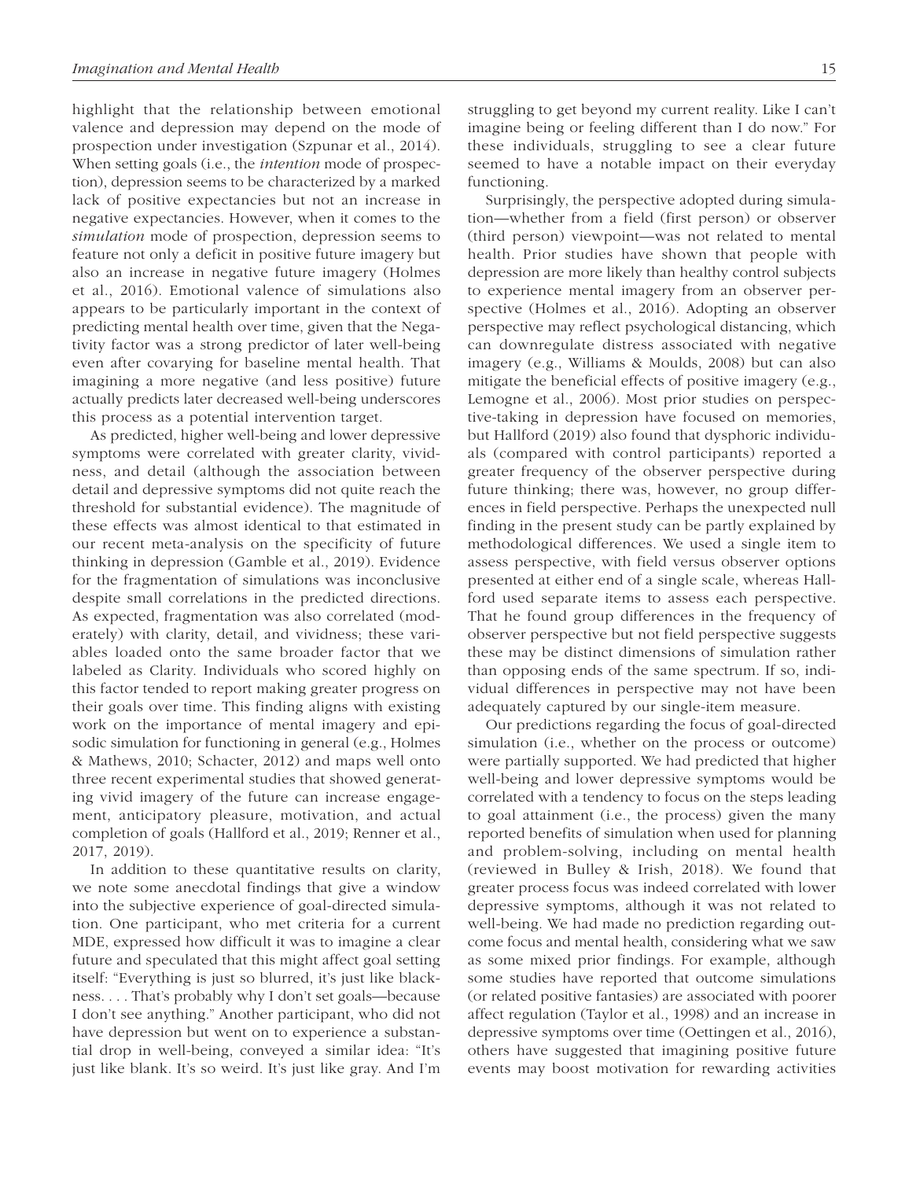highlight that the relationship between emotional valence and depression may depend on the mode of prospection under investigation (Szpunar et al., 2014). When setting goals (i.e., the *intention* mode of prospection), depression seems to be characterized by a marked lack of positive expectancies but not an increase in negative expectancies. However, when it comes to the *simulation* mode of prospection, depression seems to feature not only a deficit in positive future imagery but also an increase in negative future imagery (Holmes et al., 2016). Emotional valence of simulations also appears to be particularly important in the context of predicting mental health over time, given that the Negativity factor was a strong predictor of later well-being even after covarying for baseline mental health. That imagining a more negative (and less positive) future actually predicts later decreased well-being underscores this process as a potential intervention target.

As predicted, higher well-being and lower depressive symptoms were correlated with greater clarity, vividness, and detail (although the association between detail and depressive symptoms did not quite reach the threshold for substantial evidence). The magnitude of these effects was almost identical to that estimated in our recent meta-analysis on the specificity of future thinking in depression (Gamble et al., 2019). Evidence for the fragmentation of simulations was inconclusive despite small correlations in the predicted directions. As expected, fragmentation was also correlated (moderately) with clarity, detail, and vividness; these variables loaded onto the same broader factor that we labeled as Clarity. Individuals who scored highly on this factor tended to report making greater progress on their goals over time. This finding aligns with existing work on the importance of mental imagery and episodic simulation for functioning in general (e.g., Holmes & Mathews, 2010; Schacter, 2012) and maps well onto three recent experimental studies that showed generating vivid imagery of the future can increase engagement, anticipatory pleasure, motivation, and actual completion of goals (Hallford et al., 2019; Renner et al., 2017, 2019).

In addition to these quantitative results on clarity, we note some anecdotal findings that give a window into the subjective experience of goal-directed simulation. One participant, who met criteria for a current MDE, expressed how difficult it was to imagine a clear future and speculated that this might affect goal setting itself: "Everything is just so blurred, it's just like blackness. . . . That's probably why I don't set goals—because I don't see anything." Another participant, who did not have depression but went on to experience a substantial drop in well-being, conveyed a similar idea: "It's just like blank. It's so weird. It's just like gray. And I'm struggling to get beyond my current reality. Like I can't imagine being or feeling different than I do now." For these individuals, struggling to see a clear future seemed to have a notable impact on their everyday functioning.

Surprisingly, the perspective adopted during simulation—whether from a field (first person) or observer (third person) viewpoint—was not related to mental health. Prior studies have shown that people with depression are more likely than healthy control subjects to experience mental imagery from an observer perspective (Holmes et al., 2016). Adopting an observer perspective may reflect psychological distancing, which can downregulate distress associated with negative imagery (e.g., Williams & Moulds, 2008) but can also mitigate the beneficial effects of positive imagery (e.g., Lemogne et al., 2006). Most prior studies on perspective-taking in depression have focused on memories, but Hallford (2019) also found that dysphoric individuals (compared with control participants) reported a greater frequency of the observer perspective during future thinking; there was, however, no group differences in field perspective. Perhaps the unexpected null finding in the present study can be partly explained by methodological differences. We used a single item to assess perspective, with field versus observer options presented at either end of a single scale, whereas Hallford used separate items to assess each perspective. That he found group differences in the frequency of observer perspective but not field perspective suggests these may be distinct dimensions of simulation rather than opposing ends of the same spectrum. If so, individual differences in perspective may not have been adequately captured by our single-item measure.

Our predictions regarding the focus of goal-directed simulation (i.e., whether on the process or outcome) were partially supported. We had predicted that higher well-being and lower depressive symptoms would be correlated with a tendency to focus on the steps leading to goal attainment (i.e., the process) given the many reported benefits of simulation when used for planning and problem-solving, including on mental health (reviewed in Bulley & Irish, 2018). We found that greater process focus was indeed correlated with lower depressive symptoms, although it was not related to well-being. We had made no prediction regarding outcome focus and mental health, considering what we saw as some mixed prior findings. For example, although some studies have reported that outcome simulations (or related positive fantasies) are associated with poorer affect regulation (Taylor et al., 1998) and an increase in depressive symptoms over time (Oettingen et al., 2016), others have suggested that imagining positive future events may boost motivation for rewarding activities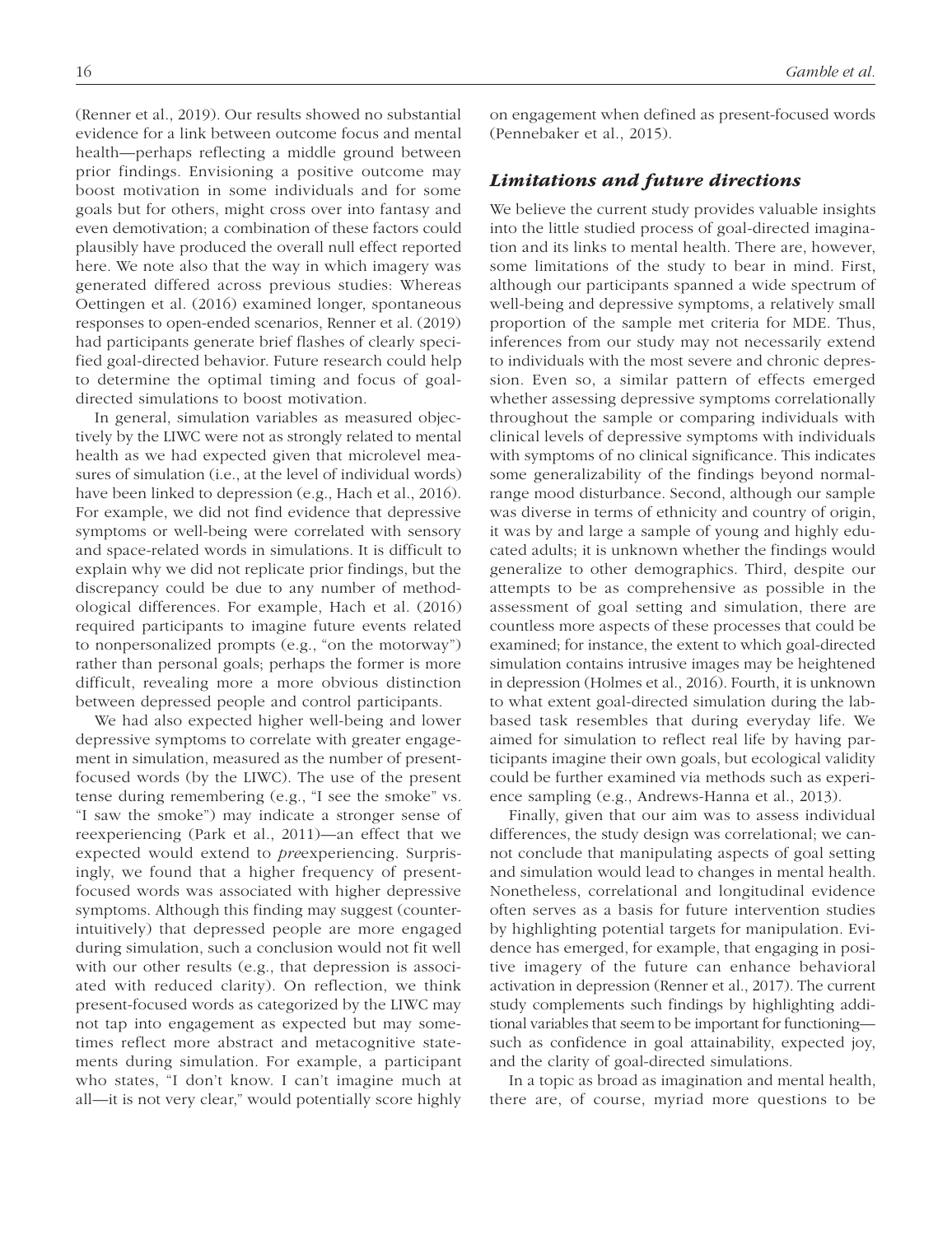(Renner et al., 2019). Our results showed no substantial evidence for a link between outcome focus and mental health—perhaps reflecting a middle ground between prior findings. Envisioning a positive outcome may boost motivation in some individuals and for some goals but for others, might cross over into fantasy and even demotivation; a combination of these factors could plausibly have produced the overall null effect reported here. We note also that the way in which imagery was generated differed across previous studies: Whereas Oettingen et al. (2016) examined longer, spontaneous responses to open-ended scenarios, Renner et al. (2019) had participants generate brief flashes of clearly specified goal-directed behavior. Future research could help to determine the optimal timing and focus of goal-directed simulations to boost motivation.

In general, simulation variables as measured objectively by the LIWC were not as strongly related to mental health as we had expected given that microlevel measures of simulation (i.e., at the level of individual words) have been linked to depression (e.g., Hach et al., 2016). For example, we did not find evidence that depressive symptoms or well-being were correlated with sensory and space-related words in simulations. It is difficult to explain why we did not replicate prior findings, but the discrepancy could be due to any number of methodological differences. For example, Hach et al. (2016) required participants to imagine future events related to nonpersonalized prompts (e.g., "on the motorway") rather than personal goals; perhaps the former is more difficult, revealing more a more obvious distinction between depressed people and control participants.

We had also expected higher well-being and lower depressive symptoms to correlate with greater engagement in simulation, measured as the number of present-focused words (by the LIWC). The use of the present tense during remembering (e.g., "I see the smoke" vs. "I saw the smoke") may indicate a stronger sense of reexperiencing (Park et al., 2011)—an effect that we expected would extend to *pre*experiencing. Surprisingly, we found that a higher frequency of present-focused words was associated with higher depressive symptoms. Although this finding may suggest (counterintuitively) that depressed people are more engaged during simulation, such a conclusion would not fit well with our other results (e.g., that depression is associated with reduced clarity). On reflection, we think present-focused words as categorized by the LIWC may not tap into engagement as expected but may sometimes reflect more abstract and metacognitive statements during simulation. For example, a participant who states, "I don't know. I can't imagine much at all—it is not very clear," would potentially score highly on engagement when defined as present-focused words (Pennebaker et al., 2015).

### Limitations and future directions

We believe the current study provides valuable insights into the little studied process of goal-directed imagination and its links to mental health. There are, however, some limitations of the study to bear in mind. First, although our participants spanned a wide spectrum of well-being and depressive symptoms, a relatively small proportion of the sample met criteria for MDE. Thus, inferences from our study may not necessarily extend to individuals with the most severe and chronic depression. Even so, a similar pattern of effects emerged whether assessing depressive symptoms correlationally throughout the sample or comparing individuals with clinical levels of depressive symptoms with individuals with symptoms of no clinical significance. This indicates some generalizability of the findings beyond normal-range mood disturbance. Second, although our sample was diverse in terms of ethnicity and country of origin, it was by and large a sample of young and highly educated adults; it is unknown whether the findings would generalize to other demographics. Third, despite our attempts to be as comprehensive as possible in the assessment of goal setting and simulation, there are countless more aspects of these processes that could be examined; for instance, the extent to which goal-directed simulation contains intrusive images may be heightened in depression (Holmes et al., 2016). Fourth, it is unknown to what extent goal-directed simulation during the lab-based task resembles that during everyday life. We aimed for simulation to reflect real life by having participants imagine their own goals, but ecological validity could be further examined via methods such as experience sampling (e.g., Andrews-Hanna et al., 2013).

Finally, given that our aim was to assess individual differences, the study design was correlational; we cannot conclude that manipulating aspects of goal setting and simulation would lead to changes in mental health. Nonetheless, correlational and longitudinal evidence often serves as a basis for future intervention studies by highlighting potential targets for manipulation. Evidence has emerged, for example, that engaging in positive imagery of the future can enhance behavioral activation in depression (Renner et al., 2017). The current study complements such findings by highlighting additional variables that seem to be important for functioning—such as confidence in goal attainability, expected joy, and the clarity of goal-directed simulations.

In a topic as broad as imagination and mental health, there are, of course, myriad more questions to be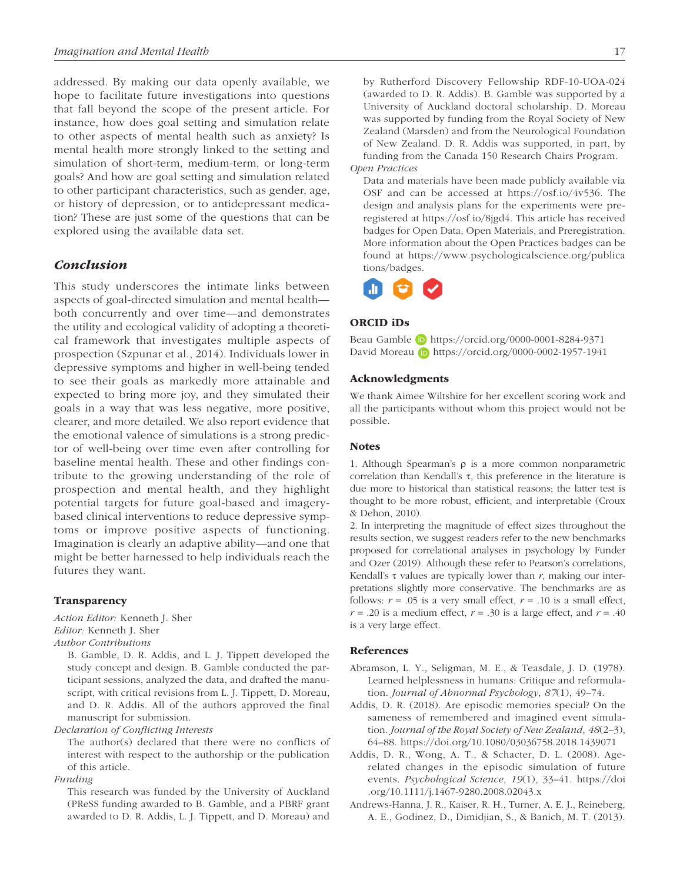addressed. By making our data openly available, we hope to facilitate future investigations into questions that fall beyond the scope of the present article. For instance, how does goal setting and simulation relate to other aspects of mental health such as anxiety? Is mental health more strongly linked to the setting and simulation of short-term, medium-term, or long-term goals? And how are goal setting and simulation related to other participant characteristics, such as gender, age, or history of depression, or to antidepressant medication? These are just some of the questions that can be explored using the available data set.

## Conclusion

This study underscores the intimate links between aspects of goal-directed simulation and mental health—both concurrently and over time—and demonstrates the utility and ecological validity of adopting a theoretical framework that investigates multiple aspects of prospection (Szpunar et al., 2014). Individuals lower in depressive symptoms and higher in well-being tended to see their goals as markedly more attainable and expected to bring more joy, and they simulated their goals in a way that was less negative, more positive, clearer, and more detailed. We also report evidence that the emotional valence of simulations is a strong predictor of well-being over time even after controlling for baseline mental health. These and other findings contribute to the growing understanding of the role of prospection and mental health, and they highlight potential targets for future goal-based and imagery-based clinical interventions to reduce depressive symptoms or improve positive aspects of functioning. Imagination is clearly an adaptive ability—and one that might be better harnessed to help individuals reach the futures they want.

### Transparency

*Action Editor:* Kenneth J. Sher
*Editor:* Kenneth J. Sher
*Author Contributions*

B. Gamble, D. R. Addis, and L. J. Tippett developed the study concept and design. B. Gamble conducted the participant sessions, analyzed the data, and drafted the manuscript, with critical revisions from L. J. Tippett, D. Moreau, and D. R. Addis. All of the authors approved the final manuscript for submission.

*Declaration of Conflicting Interests*

The author(s) declared that there were no conflicts of interest with respect to the authorship or the publication of this article.

*Funding*

This research was funded by the University of Auckland (PReSS funding awarded to B. Gamble, and a PBRF grant awarded to D. R. Addis, L. J. Tippett, and D. Moreau) and by Rutherford Discovery Fellowship RDF-10-UOA-024 (awarded to D. R. Addis). B. Gamble was supported by a University of Auckland doctoral scholarship. D. Moreau was supported by funding from the Royal Society of New Zealand (Marsden) and from the Neurological Foundation of New Zealand. D. R. Addis was supported, in part, by funding from the Canada 150 Research Chairs Program.

*Open Practices*

Data and materials have been made publicly available via OSF and can be accessed at https://osf.io/4v536. The design and analysis plans for the experiments were preregistered at https://osf.io/8jgd4. This article has received badges for Open Data, Open Materials, and Preregistration. More information about the Open Practices badges can be found at https://www.psychologicalscience.org/publications/badges.

### ORCID iDs

Beau Gamble https://orcid.org/0000-0001-8284-9371
David Moreau https://orcid.org/0000-0002-1957-1941

### Acknowledgments

We thank Aimee Wiltshire for her excellent scoring work and all the participants without whom this project would not be possible.

### Notes

1. Although Spearman's ρ is a more common nonparametric correlation than Kendall's τ, this preference in the literature is due more to historical than statistical reasons; the latter test is thought to be more robust, efficient, and interpretable (Croux & Dehon, 2010).

2. In interpreting the magnitude of effect sizes throughout the results section, we suggest readers refer to the new benchmarks proposed for correlational analyses in psychology by Funder and Ozer (2019). Although these refer to Pearson's correlations, Kendall's τ values are typically lower than $r$, making our interpretations slightly more conservative. The benchmarks are as follows: $r = .05$ is a very small effect, $r = .10$ is a small effect, $r = .20$ is a medium effect, $r = .30$ is a large effect, and $r = .40$ is a very large effect.

### References

Abramson, L. Y., Seligman, M. E., & Teasdale, J. D. (1978). Learned helplessness in humans: Critique and reformulation. *Journal of Abnormal Psychology*, *87*(1), 49–74.

Addis, D. R. (2018). Are episodic memories special? On the sameness of remembered and imagined event simulation. *Journal of the Royal Society of New Zealand*, *48*(2–3), 64–88. https://doi.org/10.1080/03036758.2018.1439071

Addis, D. R., Wong, A. T., & Schacter, D. L. (2008). Age-related changes in the episodic simulation of future events. *Psychological Science*, *19*(1), 33–41. https://doi.org/10.1111/j.1467-9280.2008.02043.x

Andrews-Hanna, J. R., Kaiser, R. H., Turner, A. E. J., Reineberg, A. E., Godinez, D., Dimidjian, S., & Banich, M. T. (2013).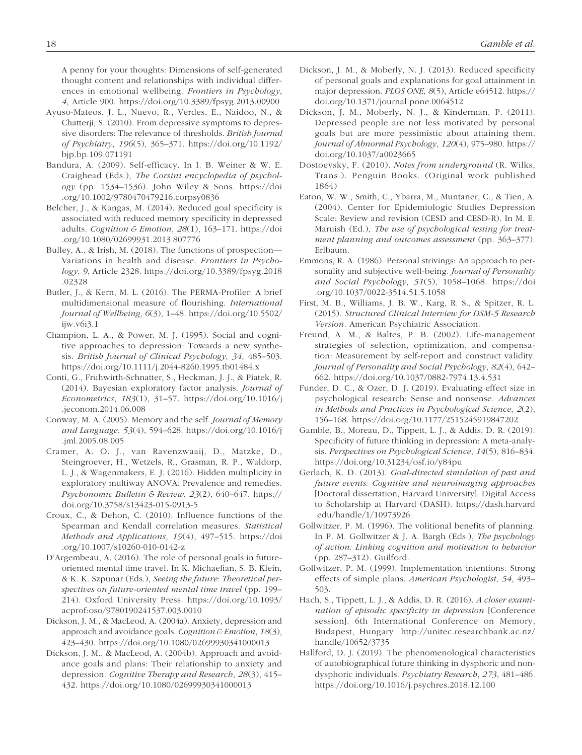A penny for your thoughts: Dimensions of self-generated thought content and relationships with individual differences in emotional wellbeing. *Frontiers in Psychology*, *4*, Article 900. https://doi.org/10.3389/fpsyg.2013.00900

Ayuso-Mateos, J. L., Nuevo, R., Verdes, E., Naidoo, N., & Chatterji, S. (2010). From depressive symptoms to depressive disorders: The relevance of thresholds. *British Journal of Psychiatry*, *196*(5), 365–371. https://doi.org/10.1192/bjp.bp.109.071191

Bandura, A. (2009). Self-efficacy. In I. B. Weiner & W. E. Craighead (Eds.), *The Corsini encyclopedia of psychology* (pp. 1534–1536). John Wiley & Sons. https://doi.org/10.1002/9780470479216.corpsy0836

Belcher, J., & Kangas, M. (2014). Reduced goal specificity is associated with reduced memory specificity in depressed adults. *Cognition & Emotion*, *28*(1), 163–171. https://doi.org/10.1080/02699931.2013.807776

Bulley, A., & Irish, M. (2018). The functions of prospection—Variations in health and disease. *Frontiers in Psychology*, *9*, Article 2328. https://doi.org/10.3389/fpsyg.2018.02328

Butler, J., & Kern, M. L. (2016). The PERMA-Profiler: A brief multidimensional measure of flourishing. *International Journal of Wellbeing*, *6*(3), 1–48. https://doi.org/10.5502/ijw.v6i3.1

Champion, L. A., & Power, M. J. (1995). Social and cognitive approaches to depression: Towards a new synthesis. *British Journal of Clinical Psychology*, *34*, 485–503. https://doi.org/10.1111/j.2044-8260.1995.tb01484.x

Conti, G., Fruhwirth-Schnatter, S., Heckman, J. J., & Piatek, R. (2014). Bayesian exploratory factor analysis. *Journal of Econometrics*, *183*(1), 31–57. https://doi.org/10.1016/j.jeconom.2014.06.008

Conway, M. A. (2005). Memory and the self. *Journal of Memory and Language*, *53*(4), 594–628. https://doi.org/10.1016/j.jml.2005.08.005

Cramer, A. O. J., van Ravenzwaaij, D., Matzke, D., Steingroever, H., Wetzels, R., Grasman, R. P., Waldorp, L. J., & Wagenmakers, E. J. (2016). Hidden multiplicity in exploratory multiway ANOVA: Prevalence and remedies. *Psychonomic Bulletin & Review*, *23*(2), 640–647. https://doi.org/10.3758/s13423-015-0913-5

Croux, C., & Dehon, C. (2010). Influence functions of the Spearman and Kendall correlation measures. *Statistical Methods and Applications*, *19*(4), 497–515. https://doi.org/10.1007/s10260-010-0142-z

D'Argembeau, A. (2016). The role of personal goals in future-oriented mental time travel. In K. Michaelian, S. B. Klein, & K. K. Szpunar (Eds.), *Seeing the future: Theoretical perspectives on future-oriented mental time travel* (pp. 199–214). Oxford University Press. https://doi.org/10.1093/acprof:oso/9780190241537.003.0010

Dickson, J. M., & MacLeod, A. (2004a). Anxiety, depression and approach and avoidance goals. *Cognition & Emotion*, *18*(3), 423–430. https://doi.org/10.1080/02699930341000013

Dickson, J. M., & MacLeod, A. (2004b). Approach and avoidance goals and plans: Their relationship to anxiety and depression. *Cognitive Therapy and Research*, *28*(3), 415–432. https://doi.org/10.1080/02699930341000013

Dickson, J. M., & Moberly, N. J. (2013). Reduced specificity of personal goals and explanations for goal attainment in major depression. *PLOS ONE*, *8*(5), Article e64512. https://doi.org/10.1371/journal.pone.0064512

Dickson, J. M., Moberly, N. J., & Kinderman, P. (2011). Depressed people are not less motivated by personal goals but are more pessimistic about attaining them. *Journal of Abnormal Psychology*, *120*(4), 975–980. https://doi.org/10.1037/a0023665

Dostoevsky, F. (2010). *Notes from underground* (R. Wilks, Trans.). Penguin Books. (Original work published 1864)

Eaton, W. W., Smith, C., Ybarra, M., Muntaner, C., & Tien, A. (2004). Center for Epidemiologic Studies Depression Scale: Review and revision (CESD and CESD-R). In M. E. Maruish (Ed.), *The use of psychological testing for treatment planning and outcomes assessment* (pp. 363–377). Erlbaum.

Emmons, R. A. (1986). Personal strivings: An approach to personality and subjective well-being. *Journal of Personality and Social Psychology*, *51*(5), 1058–1068. https://doi.org/10.1037/0022-3514.51.5.1058

First, M. B., Williams, J. B. W., Karg, R. S., & Spitzer, R. L. (2015). *Structured Clinical Interview for DSM-5 Research Version*. American Psychiatric Association.

Freund, A. M., & Baltes, P. B. (2002). Life-management strategies of selection, optimization, and compensation: Measurement by self-report and construct validity. *Journal of Personality and Social Psychology*, *82*(4), 642–662. https://doi.org/10.1037/0882-7974.13.4.531

Funder, D. C., & Ozer, D. J. (2019). Evaluating effect size in psychological research: Sense and nonsense. *Advances in Methods and Practices in Psychological Science*, *2*(2), 156–168. https://doi.org/10.1177/2515245919847202

Gamble, B., Moreau, D., Tippett, L. J., & Addis, D. R. (2019). Specificity of future thinking in depression: A meta-analysis. *Perspectives on Psychological Science*, *14*(5), 816–834. https://doi.org/10.31234/osf.io/y84pu

Gerlach, K. D. (2013). *Goal-directed simulation of past and future events: Cognitive and neuroimaging approaches* [Doctoral dissertation, Harvard University]. Digital Access to Scholarship at Harvard (DASH). https://dash.harvard.edu/handle/1/10973926

Gollwitzer, P. M. (1996). The volitional benefits of planning. In P. M. Gollwitzer & J. A. Bargh (Eds.), *The psychology of action: Linking cognition and motivation to behavior* (pp. 287–312). Guilford.

Gollwitzer, P. M. (1999). Implementation intentions: Strong effects of simple plans. *American Psychologist*, *54*, 493–503.

Hach, S., Tippett, L. J., & Addis, D. R. (2016). *A closer examination of episodic specificity in depression* [Conference session]. 6th International Conference on Memory, Budapest, Hungary. http://unitec.researchbank.ac.nz/handle/10652/3735

Hallford, D. J. (2019). The phenomenological characteristics of autobiographical future thinking in dysphoric and non-dysphoric individuals. *Psychiatry Research*, *273*, 481–486. https://doi.org/10.1016/j.psychres.2018.12.100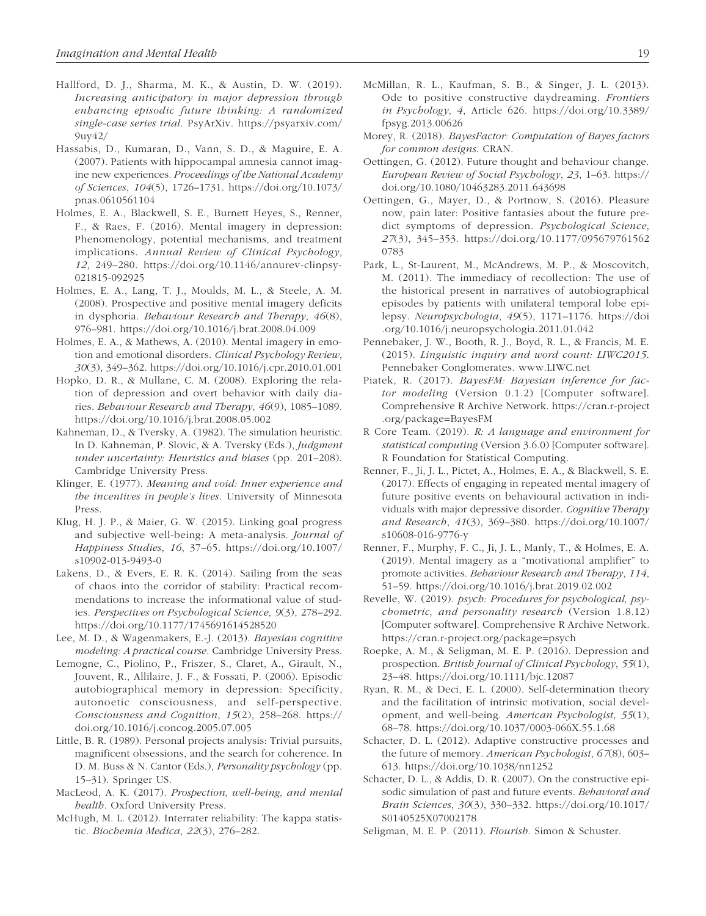Hallford, D. J., Sharma, M. K., & Austin, D. W. (2019). *Increasing anticipatory in major depression through enhancing episodic future thinking: A randomized single-case series trial*. PsyArXiv. https://psyarxiv.com/9uy42/

Hassabis, D., Kumaran, D., Vann, S. D., & Maguire, E. A. (2007). Patients with hippocampal amnesia cannot imagine new experiences. *Proceedings of the National Academy of Sciences*, *104*(5), 1726–1731. https://doi.org/10.1073/pnas.0610561104

Holmes, E. A., Blackwell, S. E., Burnett Heyes, S., Renner, F., & Raes, F. (2016). Mental imagery in depression: Phenomenology, potential mechanisms, and treatment implications. *Annual Review of Clinical Psychology*, *12*, 249–280. https://doi.org/10.1146/annurev-clinpsy-021815-092925

Holmes, E. A., Lang, T. J., Moulds, M. L., & Steele, A. M. (2008). Prospective and positive mental imagery deficits in dysphoria. *Behaviour Research and Therapy*, *46*(8), 976–981. https://doi.org/10.1016/j.brat.2008.04.009

Holmes, E. A., & Mathews, A. (2010). Mental imagery in emotion and emotional disorders. *Clinical Psychology Review*, *30*(3), 349–362. https://doi.org/10.1016/j.cpr.2010.01.001

Hopko, D. R., & Mullane, C. M. (2008). Exploring the relation of depression and overt behavior with daily diaries. *Behaviour Research and Therapy*, *46*(9), 1085–1089. https://doi.org/10.1016/j.brat.2008.05.002

Kahneman, D., & Tversky, A. (1982). The simulation heuristic. In D. Kahneman, P. Slovic, & A. Tversky (Eds.), *Judgment under uncertainty: Heuristics and biases* (pp. 201–208). Cambridge University Press.

Klinger, E. (1977). *Meaning and void: Inner experience and the incentives in people's lives*. University of Minnesota Press.

Klug, H. J. P., & Maier, G. W. (2015). Linking goal progress and subjective well-being: A meta-analysis. *Journal of Happiness Studies*, *16*, 37–65. https://doi.org/10.1007/s10902-013-9493-0

Lakens, D., & Evers, E. R. K. (2014). Sailing from the seas of chaos into the corridor of stability: Practical recommendations to increase the informational value of studies. *Perspectives on Psychological Science*, *9*(3), 278–292. https://doi.org/10.1177/1745691614528520

Lee, M. D., & Wagenmakers, E.-J. (2013). *Bayesian cognitive modeling: A practical course*. Cambridge University Press.

Lemogne, C., Piolino, P., Friszer, S., Claret, A., Girault, N., Jouvent, R., Allilaire, J. F., & Fossati, P. (2006). Episodic autobiographical memory in depression: Specificity, autonoetic consciousness, and self-perspective. *Consciousness and Cognition*, *15*(2), 258–268. https://doi.org/10.1016/j.concog.2005.07.005

Little, B. R. (1989). Personal projects analysis: Trivial pursuits, magnificent obsessions, and the search for coherence. In D. M. Buss & N. Cantor (Eds.), *Personality psychology* (pp. 15–31). Springer US.

MacLeod, A. K. (2017). *Prospection, well-being, and mental health*. Oxford University Press.

McHugh, M. L. (2012). Interrater reliability: The kappa statistic. *Biochemia Medica*, *22*(3), 276–282.

McMillan, R. L., Kaufman, S. B., & Singer, J. L. (2013). Ode to positive constructive daydreaming. *Frontiers in Psychology*, *4*, Article 626. https://doi.org/10.3389/fpsyg.2013.00626

Morey, R. (2018). *BayesFactor: Computation of Bayes factors for common designs*. CRAN.

Oettingen, G. (2012). Future thought and behaviour change. *European Review of Social Psychology*, *23*, 1–63. https://doi.org/10.1080/10463283.2011.643698

Oettingen, G., Mayer, D., & Portnow, S. (2016). Pleasure now, pain later: Positive fantasies about the future predict symptoms of depression. *Psychological Science*, *27*(3), 345–353. https://doi.org/10.1177/0956797615620783

Park, L., St-Laurent, M., McAndrews, M. P., & Moscovitch, M. (2011). The immediacy of recollection: The use of the historical present in narratives of autobiographical episodes by patients with unilateral temporal lobe epilepsy. *Neuropsychologia*, *49*(5), 1171–1176. https://doi.org/10.1016/j.neuropsychologia.2011.01.042

Pennebaker, J. W., Booth, R. J., Boyd, R. L., & Francis, M. E. (2015). *Linguistic inquiry and word count: LIWC2015*. Pennebaker Conglomerates. www.LIWC.net

Piatek, R. (2017). *BayesFM: Bayesian inference for factor modeling* (Version 0.1.2) [Computer software]. Comprehensive R Archive Network. https://cran.r-project.org/package=BayesFM

R Core Team. (2019). *R: A language and environment for statistical computing* (Version 3.6.0) [Computer software]. R Foundation for Statistical Computing.

Renner, F., Ji, J. L., Pictet, A., Holmes, E. A., & Blackwell, S. E. (2017). Effects of engaging in repeated mental imagery of future positive events on behavioural activation in individuals with major depressive disorder. *Cognitive Therapy and Research*, *41*(3), 369–380. https://doi.org/10.1007/s10608-016-9776-y

Renner, F., Murphy, F. C., Ji, J. L., Manly, T., & Holmes, E. A. (2019). Mental imagery as a "motivational amplifier" to promote activities. *Behaviour Research and Therapy*, *114*, 51–59. https://doi.org/10.1016/j.brat.2019.02.002

Revelle, W. (2019). *psych: Procedures for psychological, psychometric, and personality research* (Version 1.8.12) [Computer software]. Comprehensive R Archive Network. https://cran.r-project.org/package=psych

Roepke, A. M., & Seligman, M. E. P. (2016). Depression and prospection. *British Journal of Clinical Psychology*, *55*(1), 23–48. https://doi.org/10.1111/bjc.12087

Ryan, R. M., & Deci, E. L. (2000). Self-determination theory and the facilitation of intrinsic motivation, social development, and well-being. *American Psychologist*, *55*(1), 68–78. https://doi.org/10.1037/0003-066X.55.1.68

Schacter, D. L. (2012). Adaptive constructive processes and the future of memory. *American Psychologist*, *67*(8), 603–613. https://doi.org/10.1038/nn1252

Schacter, D. L., & Addis, D. R. (2007). On the constructive episodic simulation of past and future events. *Behavioral and Brain Sciences*, *30*(3), 330–332. https://doi.org/10.1017/S0140525X07002178

Seligman, M. E. P. (2011). *Flourish*. Simon & Schuster.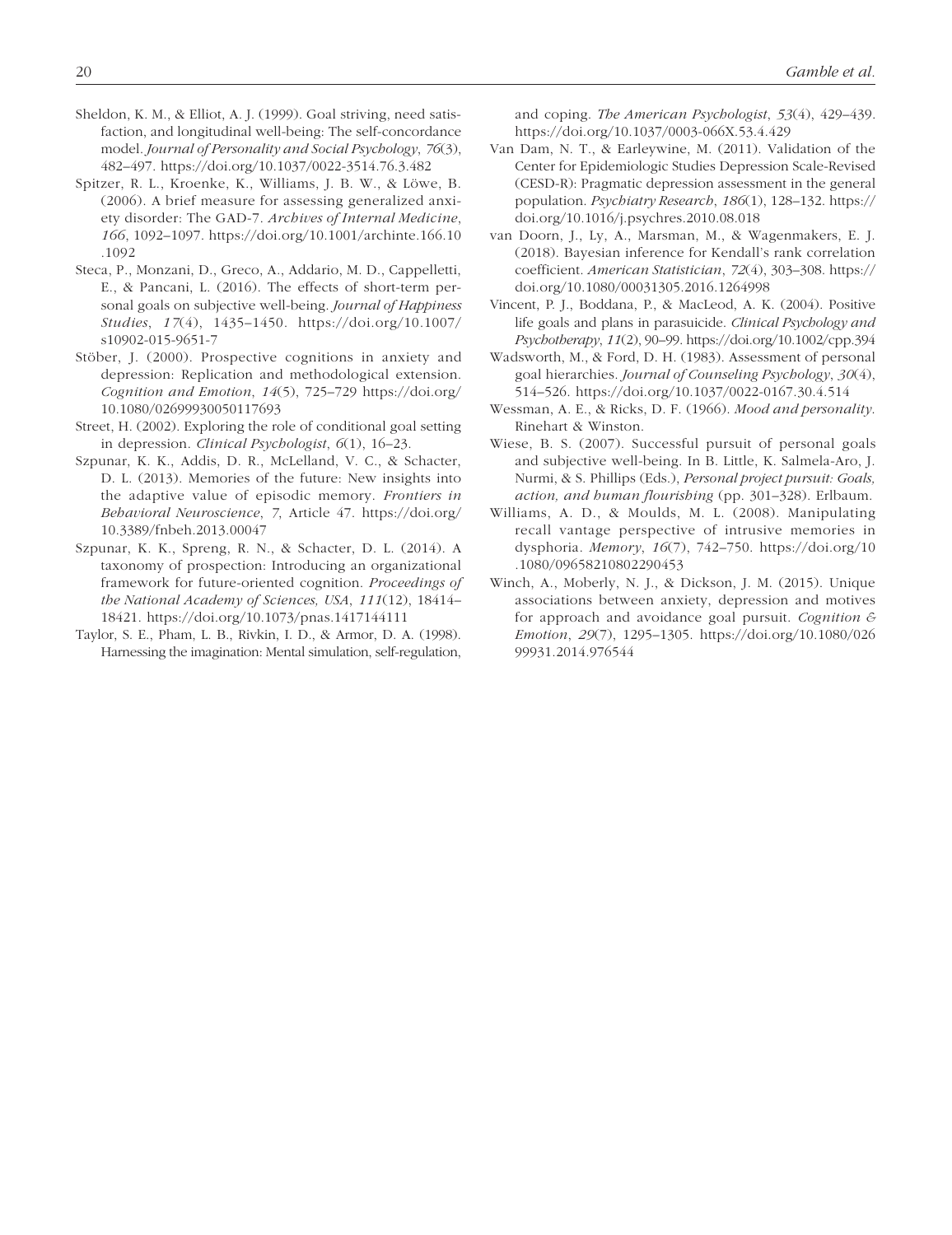Sheldon, K. M., & Elliot, A. J. (1999). Goal striving, need satisfaction, and longitudinal well-being: The self-concordance model. *Journal of Personality and Social Psychology*, *76*(3), 482–497. https://doi.org/10.1037/0022-3514.76.3.482

Spitzer, R. L., Kroenke, K., Williams, J. B. W., & Löwe, B. (2006). A brief measure for assessing generalized anxiety disorder: The GAD-7. *Archives of Internal Medicine*, *166*, 1092–1097. https://doi.org/10.1001/archinte.166.10.1092

Steca, P., Monzani, D., Greco, A., Addario, M. D., Cappelletti, E., & Pancani, L. (2016). The effects of short-term personal goals on subjective well-being. *Journal of Happiness Studies*, *17*(4), 1435–1450. https://doi.org/10.1007/s10902-015-9651-7

Stöber, J. (2000). Prospective cognitions in anxiety and depression: Replication and methodological extension. *Cognition and Emotion*, *14*(5), 725–729 https://doi.org/10.1080/02699930050117693

Street, H. (2002). Exploring the role of conditional goal setting in depression. *Clinical Psychologist*, *6*(1), 16–23.

Szpunar, K. K., Addis, D. R., McLelland, V. C., & Schacter, D. L. (2013). Memories of the future: New insights into the adaptive value of episodic memory. *Frontiers in Behavioral Neuroscience*, *7*, Article 47. https://doi.org/10.3389/fnbeh.2013.00047

Szpunar, K. K., Spreng, R. N., & Schacter, D. L. (2014). A taxonomy of prospection: Introducing an organizational framework for future-oriented cognition. *Proceedings of the National Academy of Sciences, USA*, *111*(12), 18414–18421. https://doi.org/10.1073/pnas.1417144111

Taylor, S. E., Pham, L. B., Rivkin, I. D., & Armor, D. A. (1998). Harnessing the imagination: Mental simulation, self-regulation, and coping. *The American Psychologist*, *53*(4), 429–439. https://doi.org/10.1037/0003-066X.53.4.429

Van Dam, N. T., & Earleywine, M. (2011). Validation of the Center for Epidemiologic Studies Depression Scale-Revised (CESD-R): Pragmatic depression assessment in the general population. *Psychiatry Research*, *186*(1), 128–132. https://doi.org/10.1016/j.psychres.2010.08.018

van Doorn, J., Ly, A., Marsman, M., & Wagenmakers, E. J. (2018). Bayesian inference for Kendall's rank correlation coefficient. *American Statistician*, *72*(4), 303–308. https://doi.org/10.1080/00031305.2016.1264998

Vincent, P. J., Boddana, P., & MacLeod, A. K. (2004). Positive life goals and plans in parasuicide. *Clinical Psychology and Psychotherapy*, *11*(2), 90–99. https://doi.org/10.1002/cpp.394

Wadsworth, M., & Ford, D. H. (1983). Assessment of personal goal hierarchies. *Journal of Counseling Psychology*, *30*(4), 514–526. https://doi.org/10.1037/0022-0167.30.4.514

Wessman, A. E., & Ricks, D. F. (1966). *Mood and personality*. Rinehart & Winston.

Wiese, B. S. (2007). Successful pursuit of personal goals and subjective well-being. In B. Little, K. Salmela-Aro, J. Nurmi, & S. Phillips (Eds.), *Personal project pursuit: Goals, action, and human flourishing* (pp. 301–328). Erlbaum.

Williams, A. D., & Moulds, M. L. (2008). Manipulating recall vantage perspective of intrusive memories in dysphoria. *Memory*, *16*(7), 742–750. https://doi.org/10.1080/09658210802290453

Winch, A., Moberly, N. J., & Dickson, J. M. (2015). Unique associations between anxiety, depression and motives for approach and avoidance goal pursuit. *Cognition & Emotion*, *29*(7), 1295–1305. https://doi.org/10.1080/02699931.2014.976544